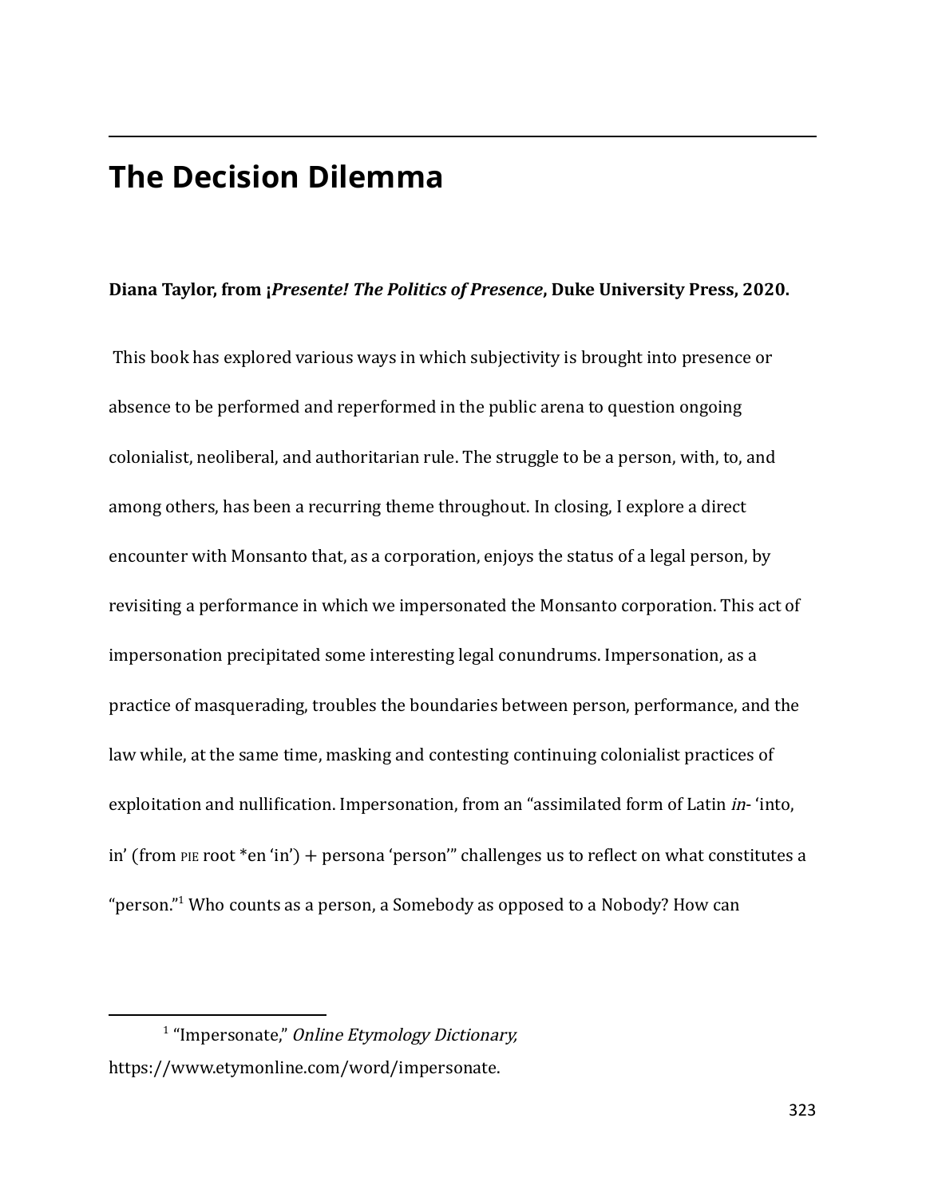# The Decision Dilemma

**Diana Taylor, from ¡*Presente! The Politics of Presence*, Duke University Press, 2020.**

This book has explored various ways in which subjectivity is brought into presence or absence to be performed and reperformed in the public arena to question ongoing colonialist, neoliberal, and authoritarian rule. The struggle to be a person, with, to, and among others, has been a recurring theme throughout. In closing, I explore a direct encounter with Monsanto that, as a corporation, enjoys the status of a legal person, by revisiting a performance in which we impersonated the Monsanto corporation. This act of impersonation precipitated some interesting legal conundrums. Impersonation, as a practice of masquerading, troubles the boundaries between person, performance, and the law while, at the same time, masking and contesting continuing colonialist practices of exploitation and nullification. Impersonation, from an "assimilated form of Latin *in*- 'into, in' (from PIE root *en 'in') + persona 'person'" challenges us to reflect on what constitutes a "person."[1] Who counts as a person, a Somebody as opposed to a Nobody? How can

[1] "Impersonate," *Online Etymology Dictionary,* https://www.etymonline.com/word/impersonate.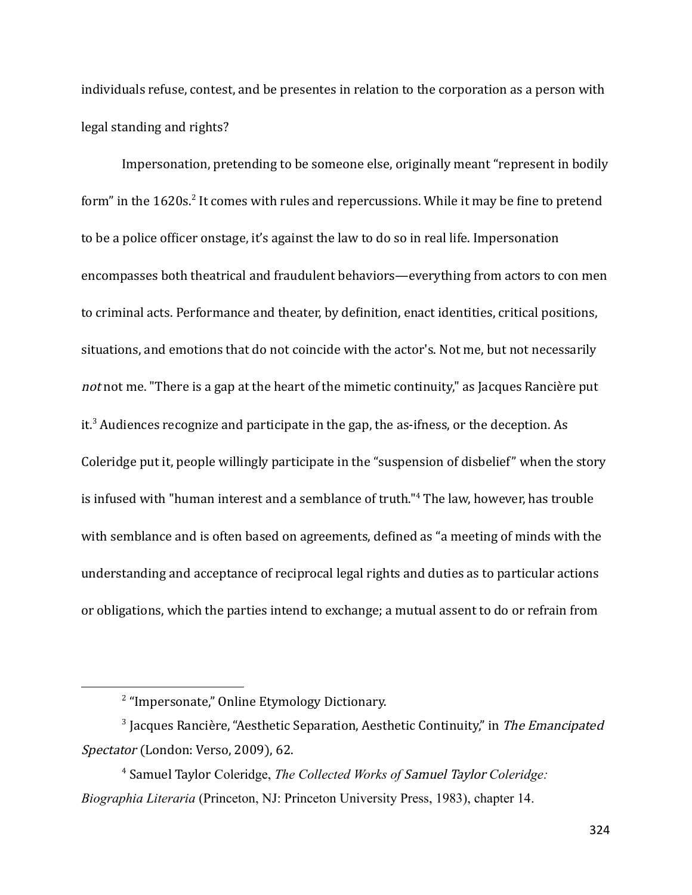individuals refuse, contest, and be presentes in relation to the corporation as a person with legal standing and rights?

Impersonation, pretending to be someone else, originally meant “represent in bodily form” in the 1620s.[2] It comes with rules and repercussions. While it may be fine to pretend to be a police officer onstage, it’s against the law to do so in real life. Impersonation encompasses both theatrical and fraudulent behaviors—everything from actors to con men to criminal acts. Performance and theater, by definition, enact identities, critical positions, situations, and emotions that do not coincide with the actor's. Not me, but not necessarily *not* not me. "There is a gap at the heart of the mimetic continuity," as Jacques Rancière put it.[3] Audiences recognize and participate in the gap, the as-ifness, or the deception. As Coleridge put it, people willingly participate in the “suspension of disbelief” when the story is infused with "human interest and a semblance of truth."[4] The law, however, has trouble with semblance and is often based on agreements, defined as “a meeting of minds with the understanding and acceptance of reciprocal legal rights and duties as to particular actions or obligations, which the parties intend to exchange; a mutual assent to do or refrain from

---

[2] “Impersonate,” Online Etymology Dictionary.

[3] Jacques Rancière, “Aesthetic Separation, Aesthetic Continuity,” in *The Emancipated Spectator* (London: Verso, 2009), 62.

[4] Samuel Taylor Coleridge, *The Collected Works of Samuel Taylor Coleridge: Biographia Literaria* (Princeton, NJ: Princeton University Press, 1983), chapter 14.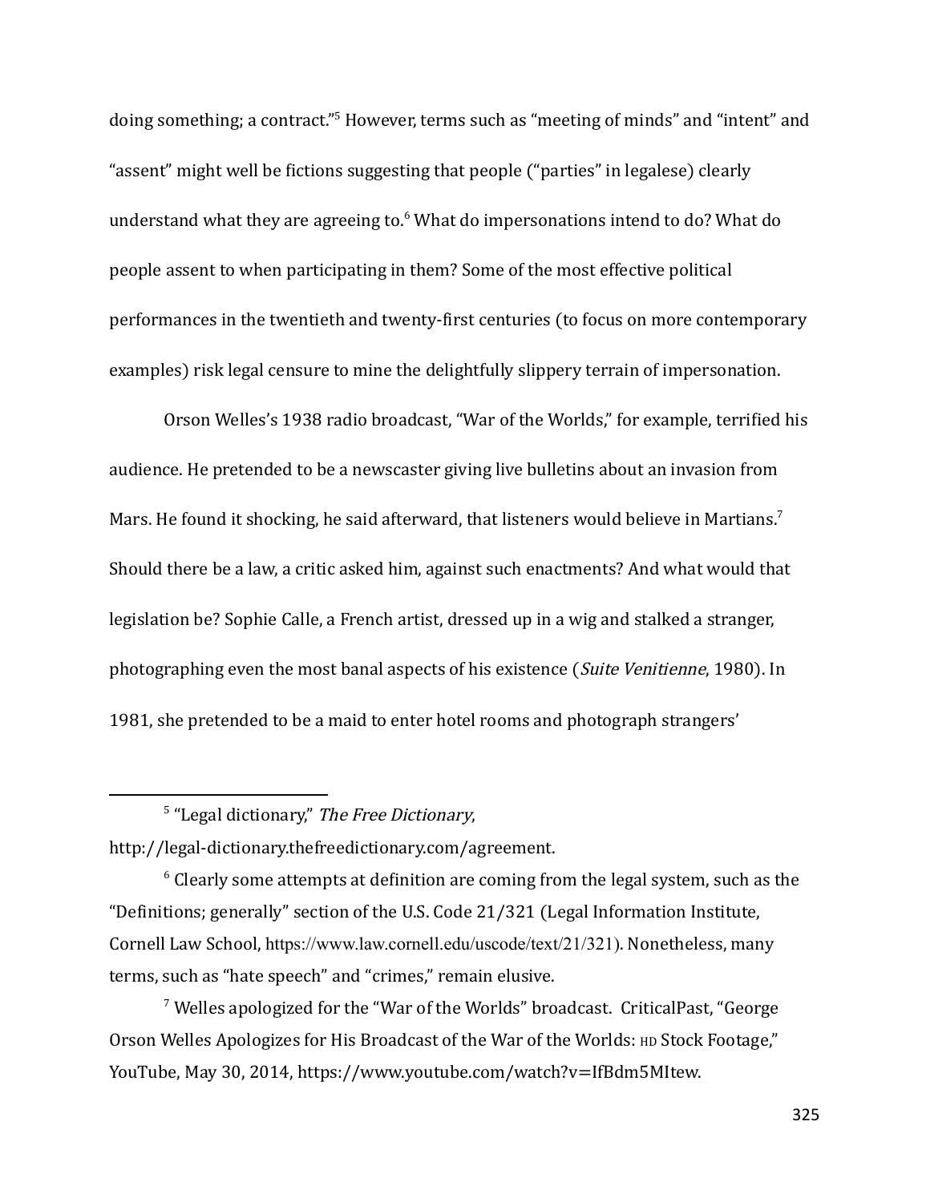doing something; a contract."[5] However, terms such as "meeting of minds" and "intent" and "assent" might well be fictions suggesting that people ("parties" in legalese) clearly understand what they are agreeing to.[6] What do impersonations intend to do? What do people assent to when participating in them? Some of the most effective political performances in the twentieth and twenty-first centuries (to focus on more contemporary examples) risk legal censure to mine the delightfully slippery terrain of impersonation.

Orson Welles's 1938 radio broadcast, "War of the Worlds," for example, terrified his audience. He pretended to be a newscaster giving live bulletins about an invasion from Mars. He found it shocking, he said afterward, that listeners would believe in Martians.[7] Should there be a law, a critic asked him, against such enactments? And what would that legislation be? Sophie Calle, a French artist, dressed up in a wig and stalked a stranger, photographing even the most banal aspects of his existence (*Suite Venitienne*, 1980). In 1981, she pretended to be a maid to enter hotel rooms and photograph strangers'

---

[5] "Legal dictionary," *The Free Dictionary*, http://legal-dictionary.thefreedictionary.com/agreement.

[6] Clearly some attempts at definition are coming from the legal system, such as the "Definitions; generally" section of the U.S. Code 21/321 (Legal Information Institute, Cornell Law School, https://www.law.cornell.edu/uscode/text/21/321). Nonetheless, many terms, such as "hate speech" and "crimes," remain elusive.

[7] Welles apologized for the "War of the Worlds" broadcast. CriticalPast, "George Orson Welles Apologizes for His Broadcast of the War of the Worlds: HD Stock Footage," YouTube, May 30, 2014, https://www.youtube.com/watch?v=IfBdm5MItew.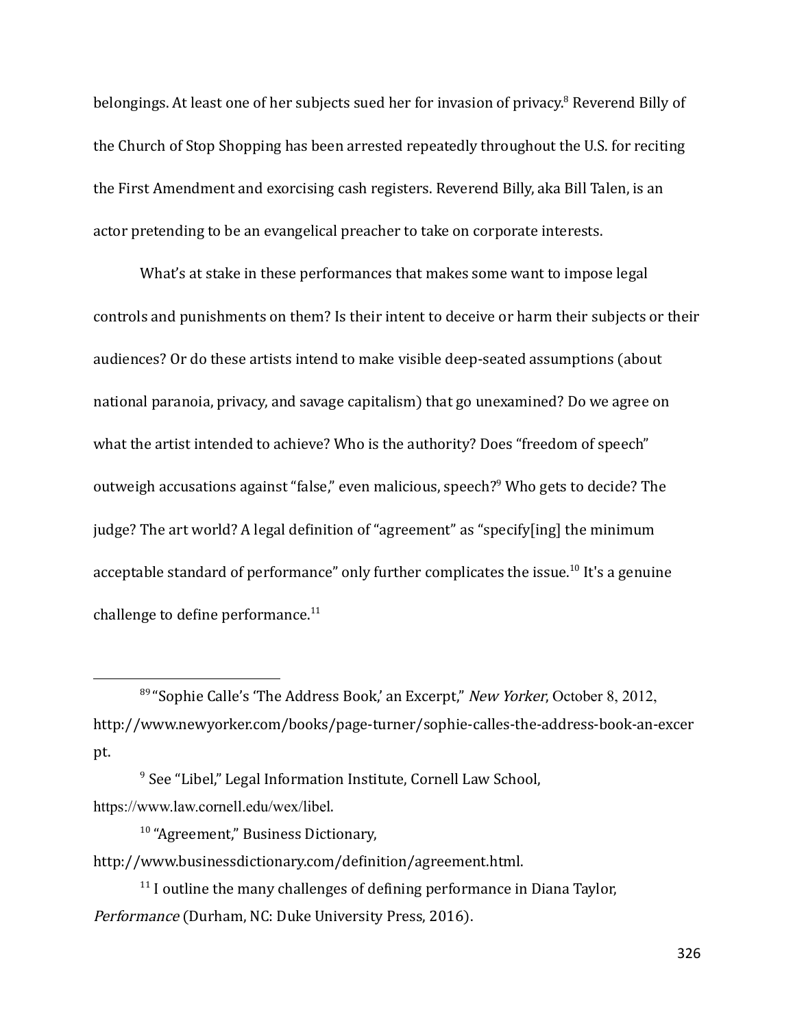belongings. At least one of her subjects sued her for invasion of privacy.[8] Reverend Billy of the Church of Stop Shopping has been arrested repeatedly throughout the U.S. for reciting the First Amendment and exorcising cash registers. Reverend Billy, aka Bill Talen, is an actor pretending to be an evangelical preacher to take on corporate interests.

What's at stake in these performances that makes some want to impose legal controls and punishments on them? Is their intent to deceive or harm their subjects or their audiences? Or do these artists intend to make visible deep-seated assumptions (about national paranoia, privacy, and savage capitalism) that go unexamined? Do we agree on what the artist intended to achieve? Who is the authority? Does "freedom of speech" outweigh accusations against "false," even malicious, speech?[9] Who gets to decide? The judge? The art world? A legal definition of "agreement" as "specify[ing] the minimum acceptable standard of performance" only further complicates the issue.[10] It's a genuine challenge to define performance.[11]

---

[89] "Sophie Calle's 'The Address Book,' an Excerpt," *New Yorker*, October 8, 2012, http://www.newyorker.com/books/page-turner/sophie-calles-the-address-book-an-excerpt.

[9] See "Libel," Legal Information Institute, Cornell Law School, https://www.law.cornell.edu/wex/libel.

[10] "Agreement," Business Dictionary, http://www.businessdictionary.com/definition/agreement.html.

[11] I outline the many challenges of defining performance in Diana Taylor, *Performance* (Durham, NC: Duke University Press, 2016).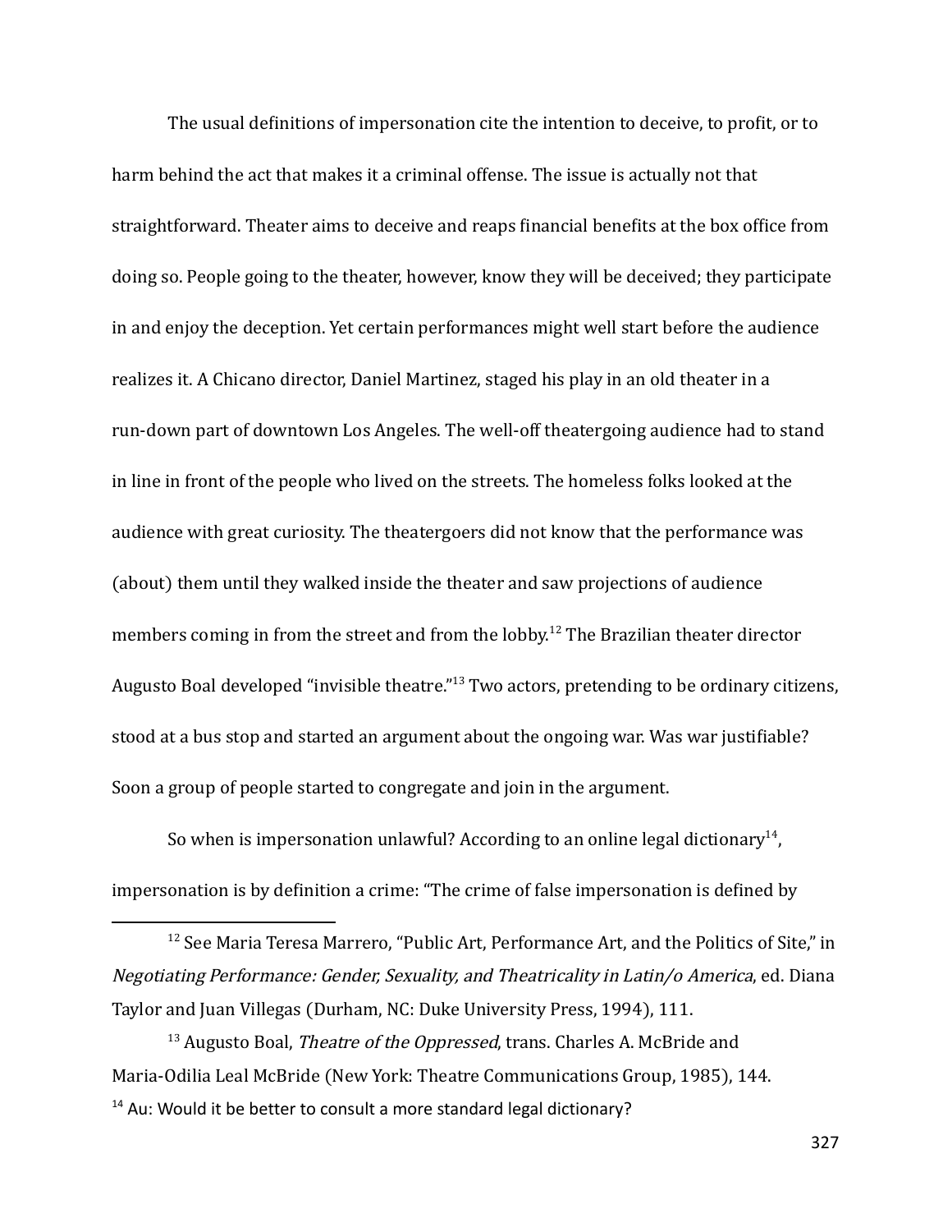The usual definitions of impersonation cite the intention to deceive, to profit, or to harm behind the act that makes it a criminal offense. The issue is actually not that straightforward. Theater aims to deceive and reaps financial benefits at the box office from doing so. People going to the theater, however, know they will be deceived; they participate in and enjoy the deception. Yet certain performances might well start before the audience realizes it. A Chicano director, Daniel Martinez, staged his play in an old theater in a run-down part of downtown Los Angeles. The well-off theatergoing audience had to stand in line in front of the people who lived on the streets. The homeless folks looked at the audience with great curiosity. The theatergoers did not know that the performance was (about) them until they walked inside the theater and saw projections of audience members coming in from the street and from the lobby.[12] The Brazilian theater director Augusto Boal developed "invisible theatre."[13] Two actors, pretending to be ordinary citizens, stood at a bus stop and started an argument about the ongoing war. Was war justifiable? Soon a group of people started to congregate and join in the argument.

So when is impersonation unlawful? According to an online legal dictionary[14], impersonation is by definition a crime: "The crime of false impersonation is defined by

---

[12] See Maria Teresa Marrero, "Public Art, Performance Art, and the Politics of Site," in *Negotiating Performance: Gender, Sexuality, and Theatricality in Latin/o America*, ed. Diana Taylor and Juan Villegas (Durham, NC: Duke University Press, 1994), 111.

[13] Augusto Boal, *Theatre of the Oppressed*, trans. Charles A. McBride and Maria-Odilia Leal McBride (New York: Theatre Communications Group, 1985), 144.

[14] Au: Would it be better to consult a more standard legal dictionary?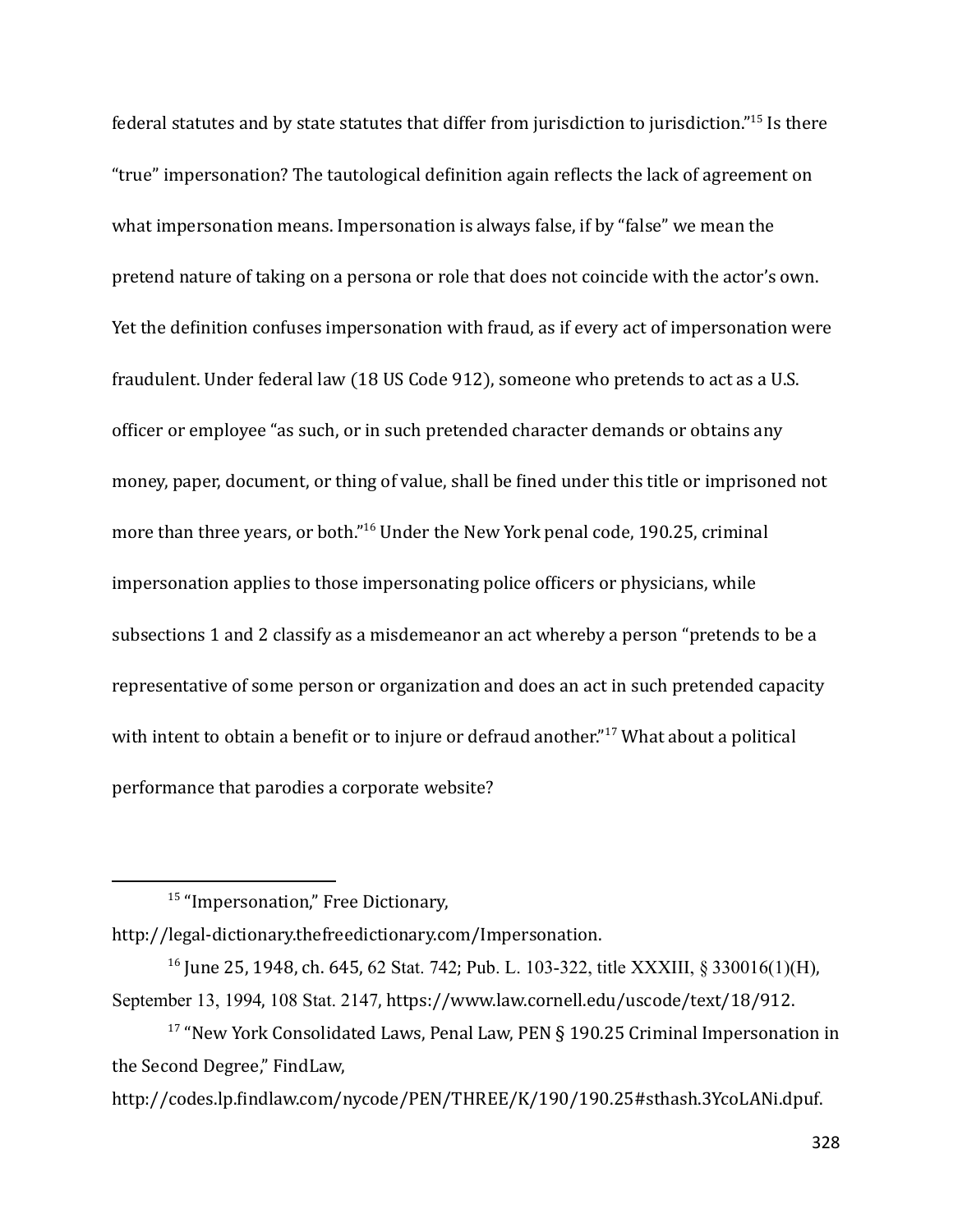federal statutes and by state statutes that differ from jurisdiction to jurisdiction."[15] Is there "true" impersonation? The tautological definition again reflects the lack of agreement on what impersonation means. Impersonation is always false, if by "false" we mean the pretend nature of taking on a persona or role that does not coincide with the actor's own. Yet the definition confuses impersonation with fraud, as if every act of impersonation were fraudulent. Under federal law (18 US Code 912), someone who pretends to act as a U.S. officer or employee "as such, or in such pretended character demands or obtains any money, paper, document, or thing of value, shall be fined under this title or imprisoned not more than three years, or both."[16] Under the New York penal code, 190.25, criminal impersonation applies to those impersonating police officers or physicians, while subsections 1 and 2 classify as a misdemeanor an act whereby a person "pretends to be a representative of some person or organization and does an act in such pretended capacity with intent to obtain a benefit or to injure or defraud another."[17] What about a political performance that parodies a corporate website?

---

[15] "Impersonation," Free Dictionary, http://legal-dictionary.thefreedictionary.com/Impersonation.

[16] June 25, 1948, ch. 645, 62 Stat. 742; Pub. L. 103-322, title XXXIII, § 330016(1)(H), September 13, 1994, 108 Stat. 2147, https://www.law.cornell.edu/uscode/text/18/912.

[17] "New York Consolidated Laws, Penal Law, PEN § 190.25 Criminal Impersonation in the Second Degree," FindLaw, http://codes.lp.findlaw.com/nycode/PEN/THREE/K/190/190.25#sthash.3YcoLANi.dpuf.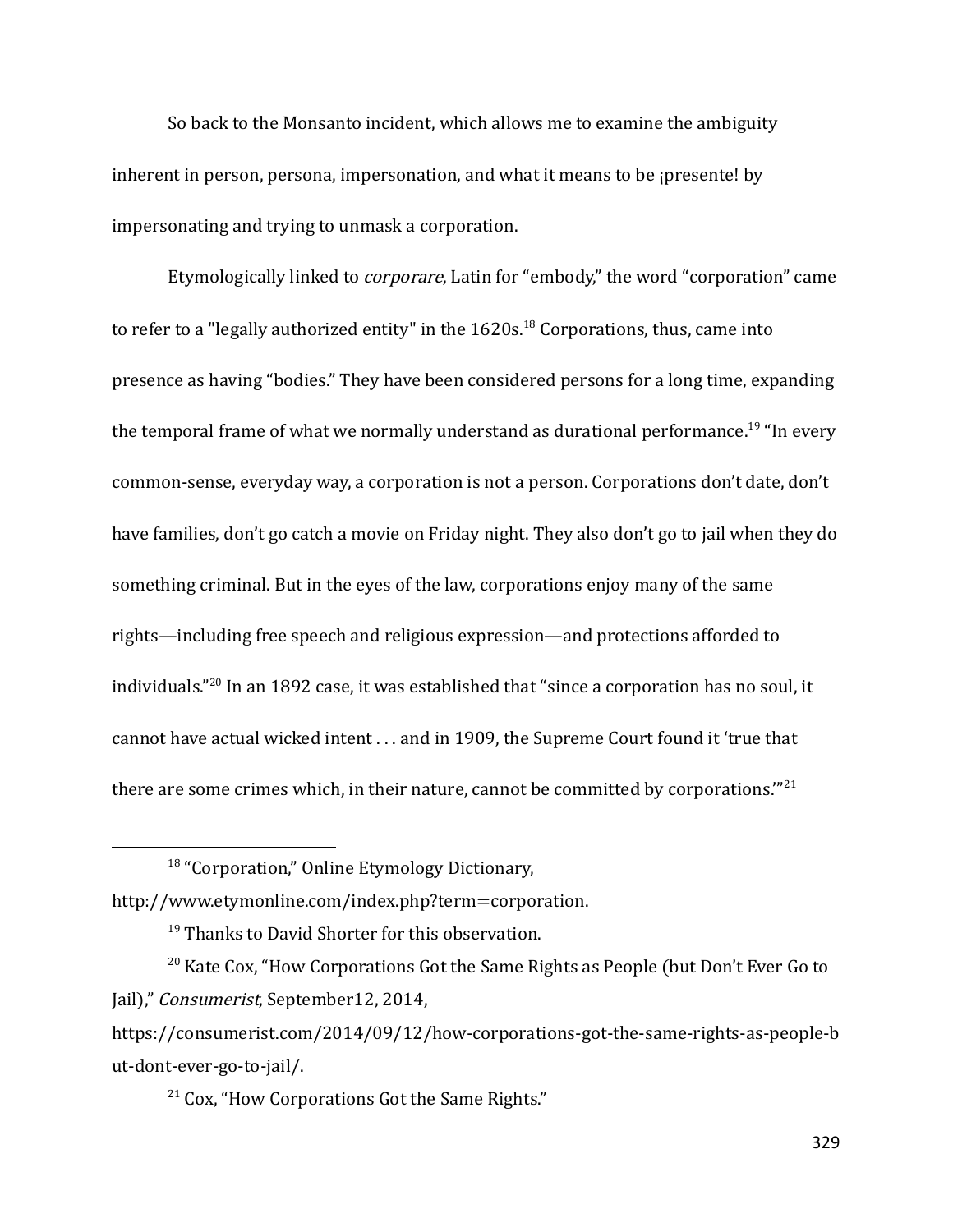So back to the Monsanto incident, which allows me to examine the ambiguity inherent in person, persona, impersonation, and what it means to be ¡presente! by impersonating and trying to unmask a corporation.

Etymologically linked to *corporare*, Latin for "embody," the word "corporation" came to refer to a "legally authorized entity" in the 1620s.[18] Corporations, thus, came into presence as having "bodies." They have been considered persons for a long time, expanding the temporal frame of what we normally understand as durational performance.[19] "In every common-sense, everyday way, a corporation is not a person. Corporations don't date, don't have families, don't go catch a movie on Friday night. They also don't go to jail when they do something criminal. But in the eyes of the law, corporations enjoy many of the same rights—including free speech and religious expression—and protections afforded to individuals."[20] In an 1892 case, it was established that "since a corporation has no soul, it cannot have actual wicked intent . . . and in 1909, the Supreme Court found it 'true that there are some crimes which, in their nature, cannot be committed by corporations.'"[21]

---

[18] "Corporation," Online Etymology Dictionary, http://www.etymonline.com/index.php?term=corporation.

[19] Thanks to David Shorter for this observation.

[20] Kate Cox, "How Corporations Got the Same Rights as People (but Don't Ever Go to Jail)," *Consumerist*, September12, 2014, https://consumerist.com/2014/09/12/how-corporations-got-the-same-rights-as-people-but-dont-ever-go-to-jail/.

[21] Cox, "How Corporations Got the Same Rights."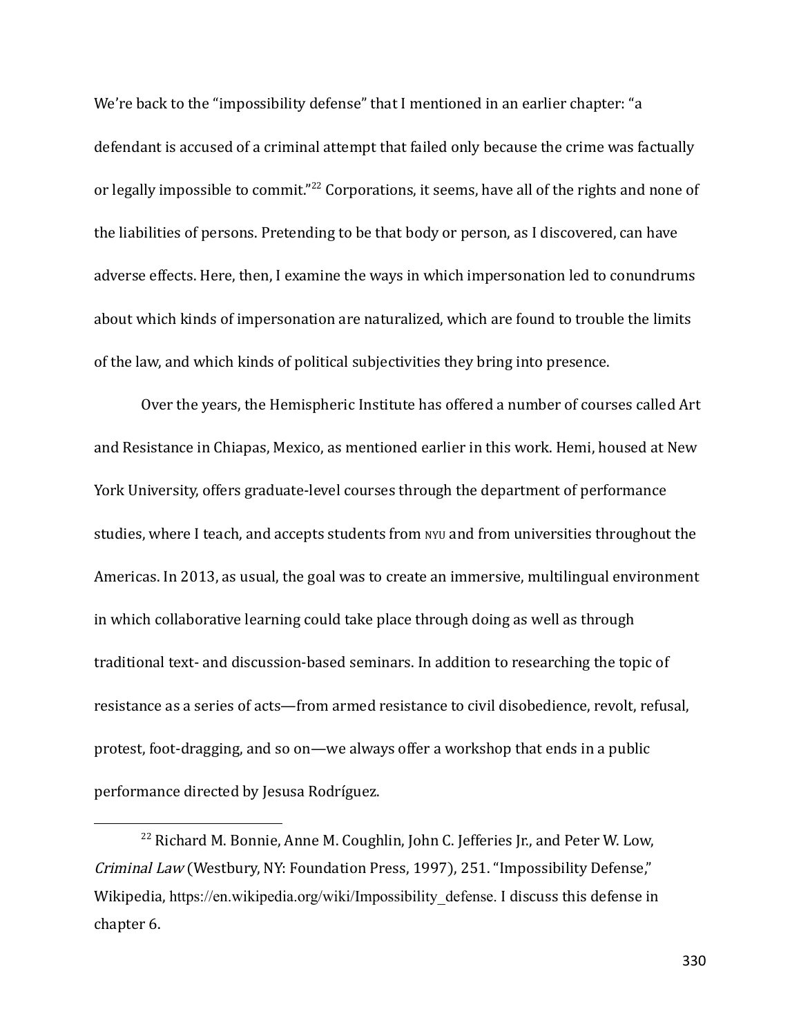We’re back to the “impossibility defense” that I mentioned in an earlier chapter: “a defendant is accused of a criminal attempt that failed only because the crime was factually or legally impossible to commit.”[22] Corporations, it seems, have all of the rights and none of the liabilities of persons. Pretending to be that body or person, as I discovered, can have adverse effects. Here, then, I examine the ways in which impersonation led to conundrums about which kinds of impersonation are naturalized, which are found to trouble the limits of the law, and which kinds of political subjectivities they bring into presence.

Over the years, the Hemispheric Institute has offered a number of courses called Art and Resistance in Chiapas, Mexico, as mentioned earlier in this work. Hemi, housed at New York University, offers graduate-level courses through the department of performance studies, where I teach, and accepts students from NYU and from universities throughout the Americas. In 2013, as usual, the goal was to create an immersive, multilingual environment in which collaborative learning could take place through doing as well as through traditional text- and discussion-based seminars. In addition to researching the topic of resistance as a series of acts—from armed resistance to civil disobedience, revolt, refusal, protest, foot-dragging, and so on—we always offer a workshop that ends in a public performance directed by Jesusa Rodríguez.

[22] Richard M. Bonnie, Anne M. Coughlin, John C. Jefferies Jr., and Peter W. Low, *Criminal Law* (Westbury, NY: Foundation Press, 1997), 251. “Impossibility Defense,” Wikipedia, https://en.wikipedia.org/wiki/Impossibility_defense. I discuss this defense in chapter 6.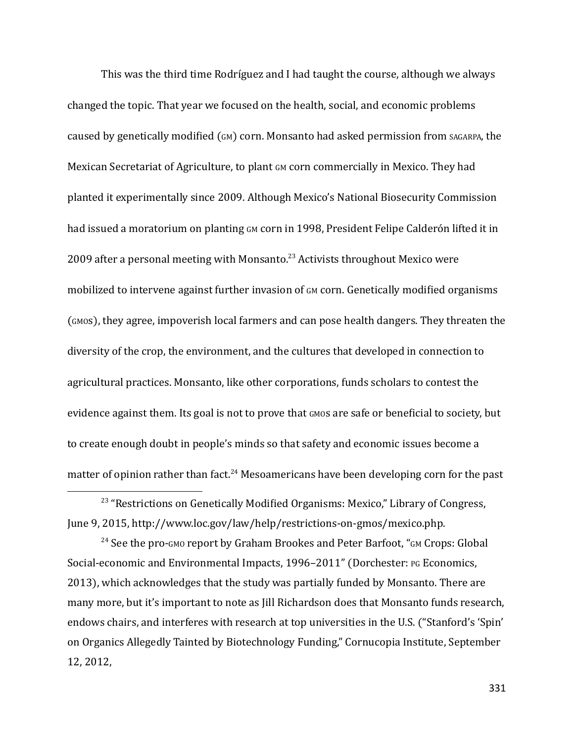This was the third time Rodríguez and I had taught the course, although we always changed the topic. That year we focused on the health, social, and economic problems caused by genetically modified (GM) corn. Monsanto had asked permission from SAGARPA, the Mexican Secretariat of Agriculture, to plant GM corn commercially in Mexico. They had planted it experimentally since 2009. Although Mexico's National Biosecurity Commission had issued a moratorium on planting GM corn in 1998, President Felipe Calderón lifted it in 2009 after a personal meeting with Monsanto.[23] Activists throughout Mexico were mobilized to intervene against further invasion of GM corn. Genetically modified organisms (GMOs), they agree, impoverish local farmers and can pose health dangers. They threaten the diversity of the crop, the environment, and the cultures that developed in connection to agricultural practices. Monsanto, like other corporations, funds scholars to contest the evidence against them. Its goal is not to prove that GMOs are safe or beneficial to society, but to create enough doubt in people's minds so that safety and economic issues become a matter of opinion rather than fact.[24] Mesoamericans have been developing corn for the past

---

[23] "Restrictions on Genetically Modified Organisms: Mexico," Library of Congress, June 9, 2015, http://www.loc.gov/law/help/restrictions-on-gmos/mexico.php.

[24] See the pro-GMO report by Graham Brookes and Peter Barfoot, "GM Crops: Global Social-economic and Environmental Impacts, 1996–2011" (Dorchester: PG Economics, 2013), which acknowledges that the study was partially funded by Monsanto. There are many more, but it's important to note as Jill Richardson does that Monsanto funds research, endows chairs, and interferes with research at top universities in the U.S. ("Stanford's 'Spin' on Organics Allegedly Tainted by Biotechnology Funding," Cornucopia Institute, September 12, 2012,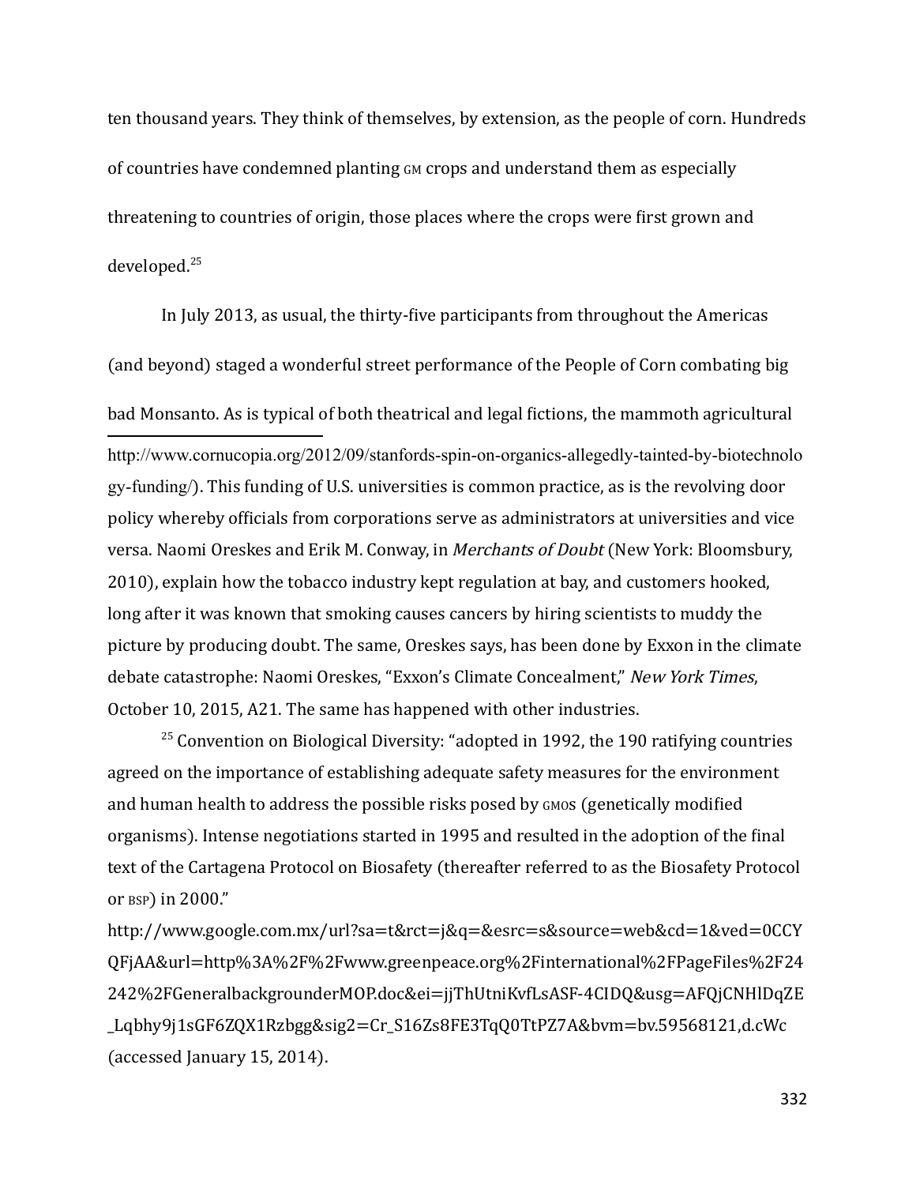ten thousand years. They think of themselves, by extension, as the people of corn. Hundreds of countries have condemned planting GM crops and understand them as especially threatening to countries of origin, those places where the crops were first grown and developed.[25]

In July 2013, as usual, the thirty-five participants from throughout the Americas (and beyond) staged a wonderful street performance of the People of Corn combating big bad Monsanto. As is typical of both theatrical and legal fictions, the mammoth agricultural

---

http://www.cornucopia.org/2012/09/stanfords-spin-on-organics-allegedly-tainted-by-biotechnology-funding/). This funding of U.S. universities is common practice, as is the revolving door policy whereby officials from corporations serve as administrators at universities and vice versa. Naomi Oreskes and Erik M. Conway, in *Merchants of Doubt* (New York: Bloomsbury, 2010), explain how the tobacco industry kept regulation at bay, and customers hooked, long after it was known that smoking causes cancers by hiring scientists to muddy the picture by producing doubt. The same, Oreskes says, has been done by Exxon in the climate debate catastrophe: Naomi Oreskes, "Exxon's Climate Concealment," *New York Times*, October 10, 2015, A21. The same has happened with other industries.

[25] Convention on Biological Diversity: "adopted in 1992, the 190 ratifying countries agreed on the importance of establishing adequate safety measures for the environment and human health to address the possible risks posed by GMOs (genetically modified organisms). Intense negotiations started in 1995 and resulted in the adoption of the final text of the Cartagena Protocol on Biosafety (thereafter referred to as the Biosafety Protocol or BSP) in 2000." http://www.google.com.mx/url?sa=t&rct=j&q=&esrc=s&source=web&cd=1&ved=0CCYQFjAA&url=http%3A%2F%2Fwww.greenpeace.org%2Finternational%2FPageFiles%2F24242%2FGeneralbackgrounderMOP.doc&ei=jjThUtniKvfLsASF-4CIDQ&usg=AFQjCNHlDqZE_Lqbhy9j1sGF6ZQX1Rzbgg&sig2=Cr_S16Zs8FE3TqQ0TtPZ7A&bvm=bv.59568121,d.cWc (accessed January 15, 2014).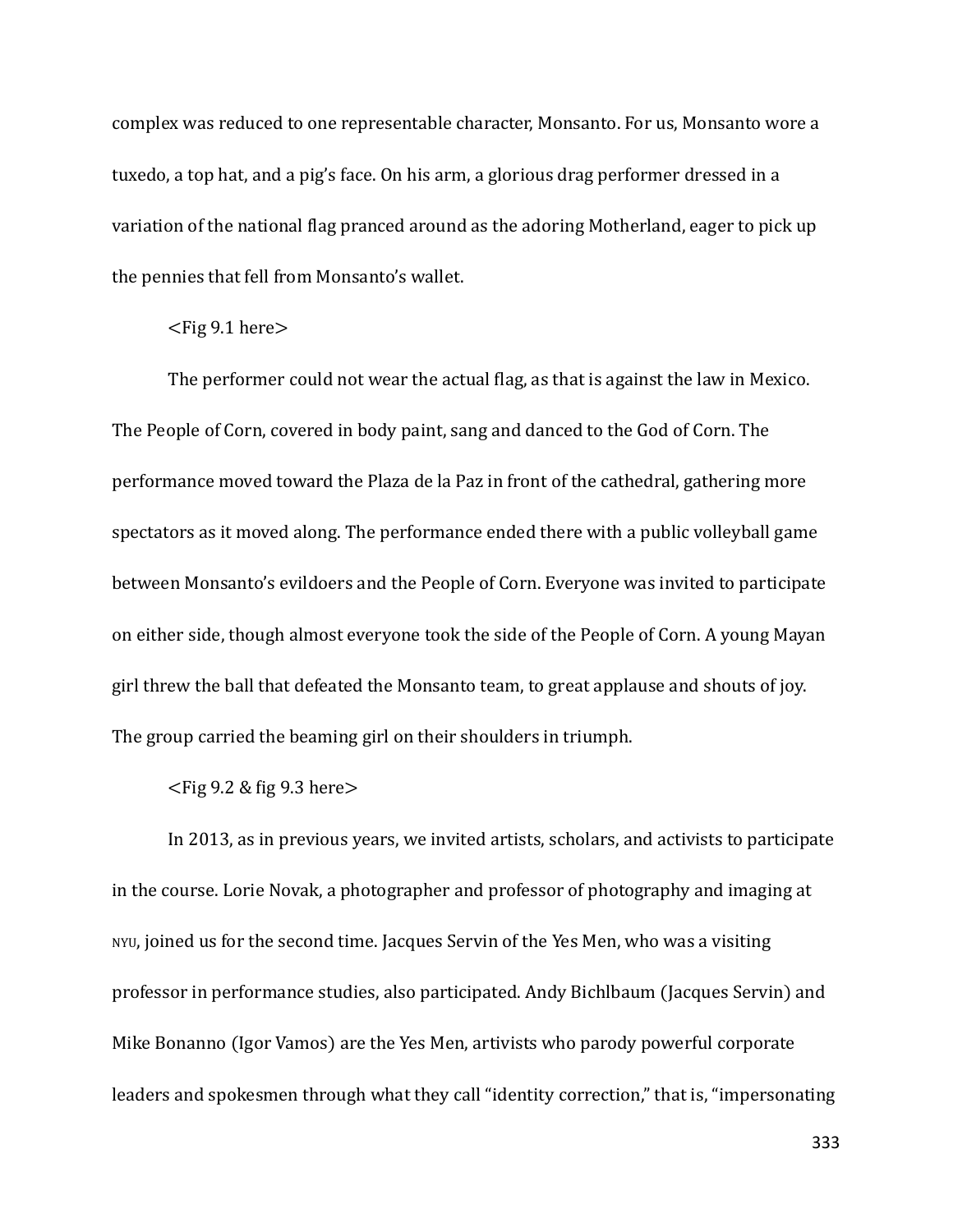complex was reduced to one representable character, Monsanto. For us, Monsanto wore a tuxedo, a top hat, and a pig's face. On his arm, a glorious drag performer dressed in a variation of the national flag pranced around as the adoring Motherland, eager to pick up the pennies that fell from Monsanto's wallet.

<Fig 9.1 here>

The performer could not wear the actual flag, as that is against the law in Mexico. The People of Corn, covered in body paint, sang and danced to the God of Corn. The performance moved toward the Plaza de la Paz in front of the cathedral, gathering more spectators as it moved along. The performance ended there with a public volleyball game between Monsanto's evildoers and the People of Corn. Everyone was invited to participate on either side, though almost everyone took the side of the People of Corn. A young Mayan girl threw the ball that defeated the Monsanto team, to great applause and shouts of joy. The group carried the beaming girl on their shoulders in triumph.

<Fig 9.2 & fig 9.3 here>

In 2013, as in previous years, we invited artists, scholars, and activists to participate in the course. Lorie Novak, a photographer and professor of photography and imaging at NYU, joined us for the second time. Jacques Servin of the Yes Men, who was a visiting professor in performance studies, also participated. Andy Bichlbaum (Jacques Servin) and Mike Bonanno (Igor Vamos) are the Yes Men, artivists who parody powerful corporate leaders and spokesmen through what they call "identity correction," that is, "impersonating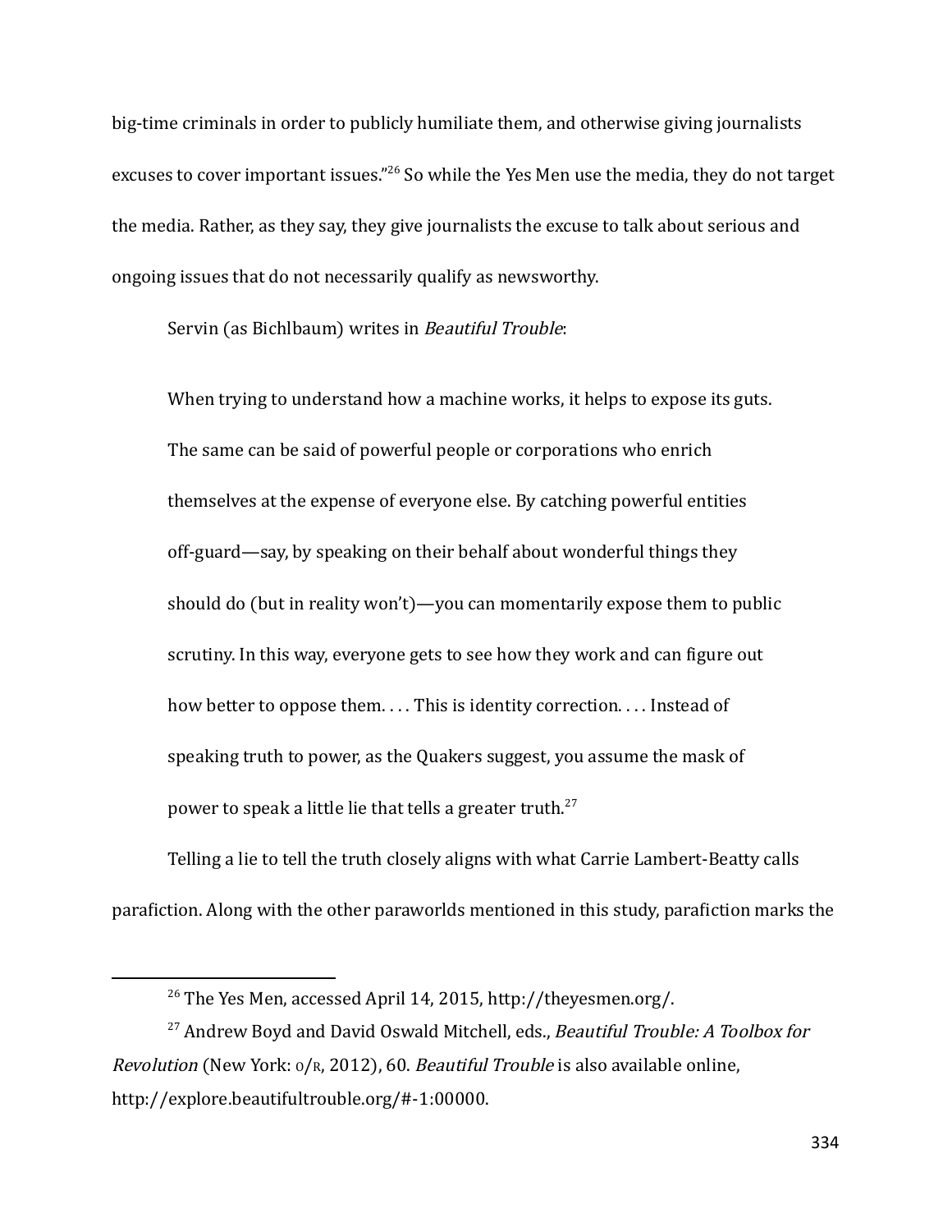big-time criminals in order to publicly humiliate them, and otherwise giving journalists excuses to cover important issues."[26] So while the Yes Men use the media, they do not target the media. Rather, as they say, they give journalists the excuse to talk about serious and ongoing issues that do not necessarily qualify as newsworthy.

Servin (as Bichlbaum) writes in *Beautiful Trouble*:

> When trying to understand how a machine works, it helps to expose its guts. The same can be said of powerful people or corporations who enrich themselves at the expense of everyone else. By catching powerful entities off-guard—say, by speaking on their behalf about wonderful things they should do (but in reality won't)—you can momentarily expose them to public scrutiny. In this way, everyone gets to see how they work and can figure out how better to oppose them. . . . This is identity correction. . . . Instead of speaking truth to power, as the Quakers suggest, you assume the mask of power to speak a little lie that tells a greater truth.[27]

Telling a lie to tell the truth closely aligns with what Carrie Lambert-Beatty calls parafiction. Along with the other paraworlds mentioned in this study, parafiction marks the

---

[26] The Yes Men, accessed April 14, 2015, http://theyesmen.org/.

[27] Andrew Boyd and David Oswald Mitchell, eds., *Beautiful Trouble: A Toolbox for Revolution* (New York: O/R, 2012), 60. *Beautiful Trouble* is also available online, http://explore.beautifultrouble.org/#-1:00000.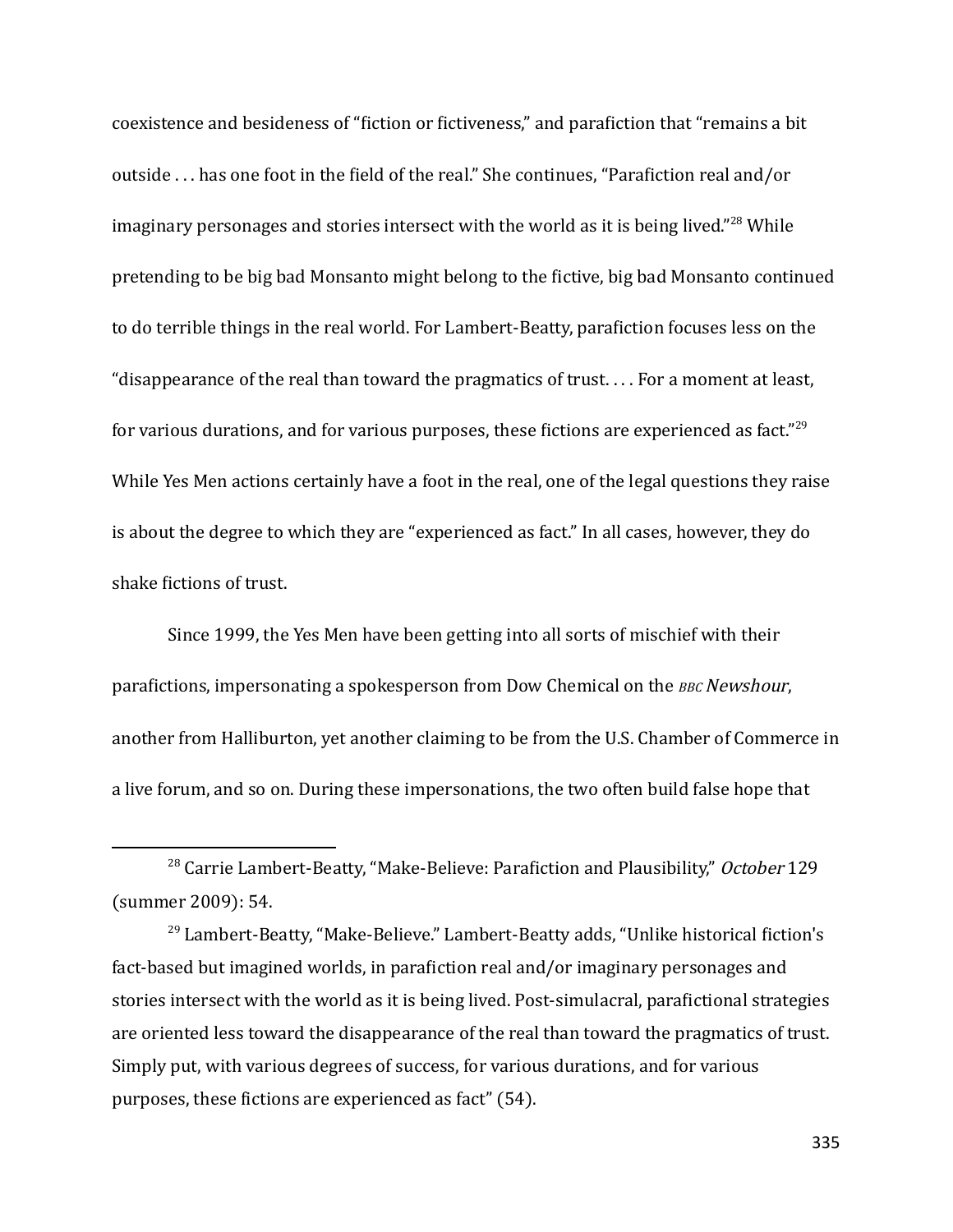coexistence and besideness of "fiction or fictiveness," and paraficton that "remains a bit outside . . . has one foot in the field of the real." She continues, "Parafiction real and/or imaginary personages and stories intersect with the world as it is being lived."[28] While pretending to be big bad Monsanto might belong to the fictive, big bad Monsanto continued to do terrible things in the real world. For Lambert-Beatty, parafiction focuses less on the "disappearance of the real than toward the pragmatics of trust. . . . For a moment at least, for various durations, and for various purposes, these fictions are experienced as fact."[29] While Yes Men actions certainly have a foot in the real, one of the legal questions they raise is about the degree to which they are "experienced as fact." In all cases, however, they do shake fictions of trust.

Since 1999, the Yes Men have been getting into all sorts of mischief with their parafictions, impersonating a spokesperson from Dow Chemical on the BBC *Newshour*, another from Halliburton, yet another claiming to be from the U.S. Chamber of Commerce in a live forum, and so on. During these impersonations, the two often build false hope that

---

[28] Carrie Lambert-Beatty, "Make-Believe: Parafiction and Plausibility," *October* 129 (summer 2009): 54.

[29] Lambert-Beatty, "Make-Believe." Lambert-Beatty adds, "Unlike historical fiction's fact-based but imagined worlds, in parafiction real and/or imaginary personages and stories intersect with the world as it is being lived. Post-simulacral, parafictional strategies are oriented less toward the disappearance of the real than toward the pragmatics of trust. Simply put, with various degrees of success, for various durations, and for various purposes, these fictions are experienced as fact" (54).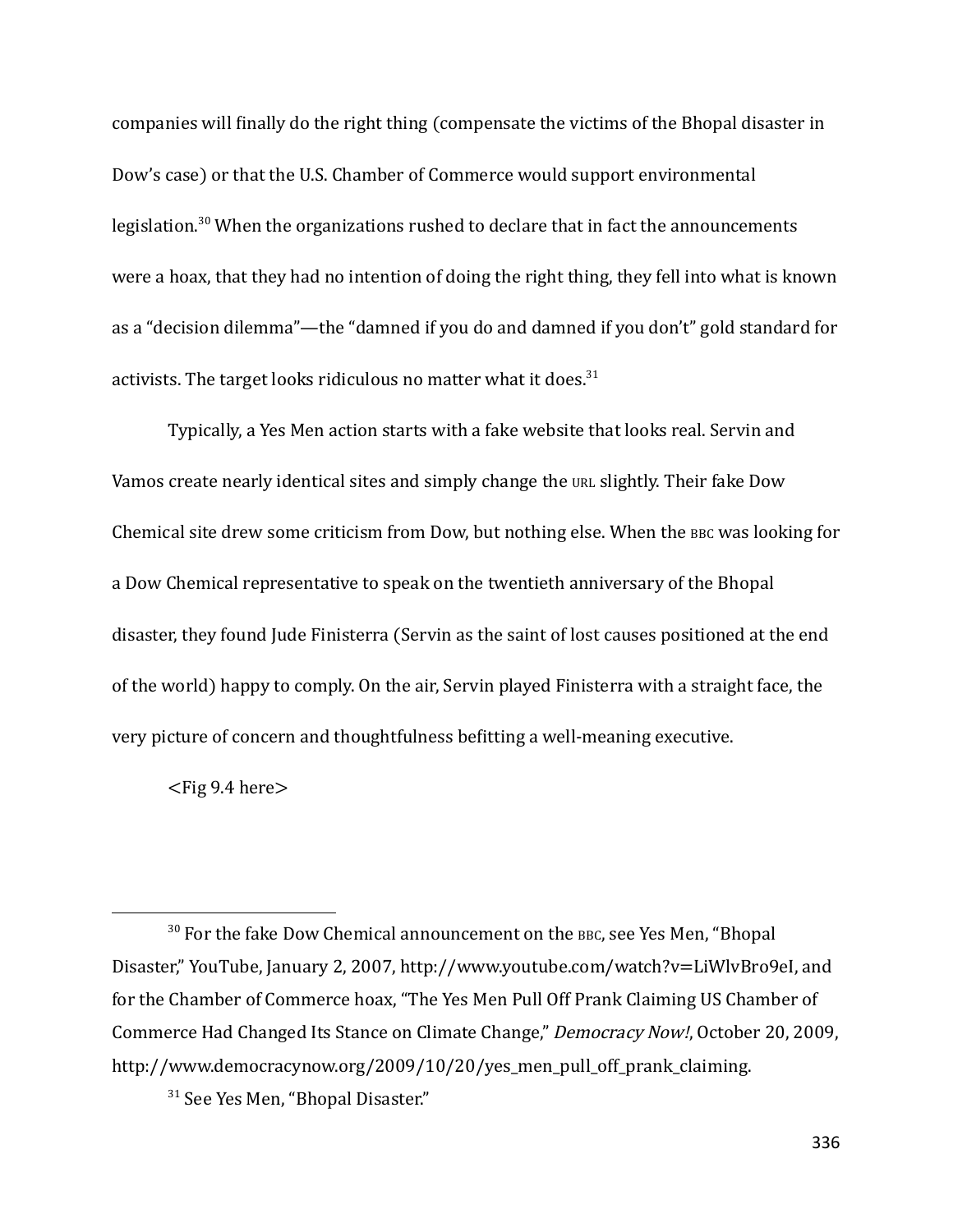companies will finally do the right thing (compensate the victims of the Bhopal disaster in Dow's case) or that the U.S. Chamber of Commerce would support environmental legislation.[30] When the organizations rushed to declare that in fact the announcements were a hoax, that they had no intention of doing the right thing, they fell into what is known as a "decision dilemma"—the "damned if you do and damned if you don't" gold standard for activists. The target looks ridiculous no matter what it does.[31]

Typically, a Yes Men action starts with a fake website that looks real. Servin and Vamos create nearly identical sites and simply change the URL slightly. Their fake Dow Chemical site drew some criticism from Dow, but nothing else. When the BBC was looking for a Dow Chemical representative to speak on the twentieth anniversary of the Bhopal disaster, they found Jude Finisterra (Servin as the saint of lost causes positioned at the end of the world) happy to comply. On the air, Servin played Finisterra with a straight face, the very picture of concern and thoughtfulness befitting a well-meaning executive.

<Fig 9.4 here>

---

[30] For the fake Dow Chemical announcement on the BBC, see Yes Men, "Bhopal Disaster," YouTube, January 2, 2007, http://www.youtube.com/watch?v=LiWlvBro9eI, and for the Chamber of Commerce hoax, "The Yes Men Pull Off Prank Claiming US Chamber of Commerce Had Changed Its Stance on Climate Change," *Democracy Now!*, October 20, 2009, http://www.democracynow.org/2009/10/20/yes_men_pull_off_prank_claiming.

[31] See Yes Men, "Bhopal Disaster."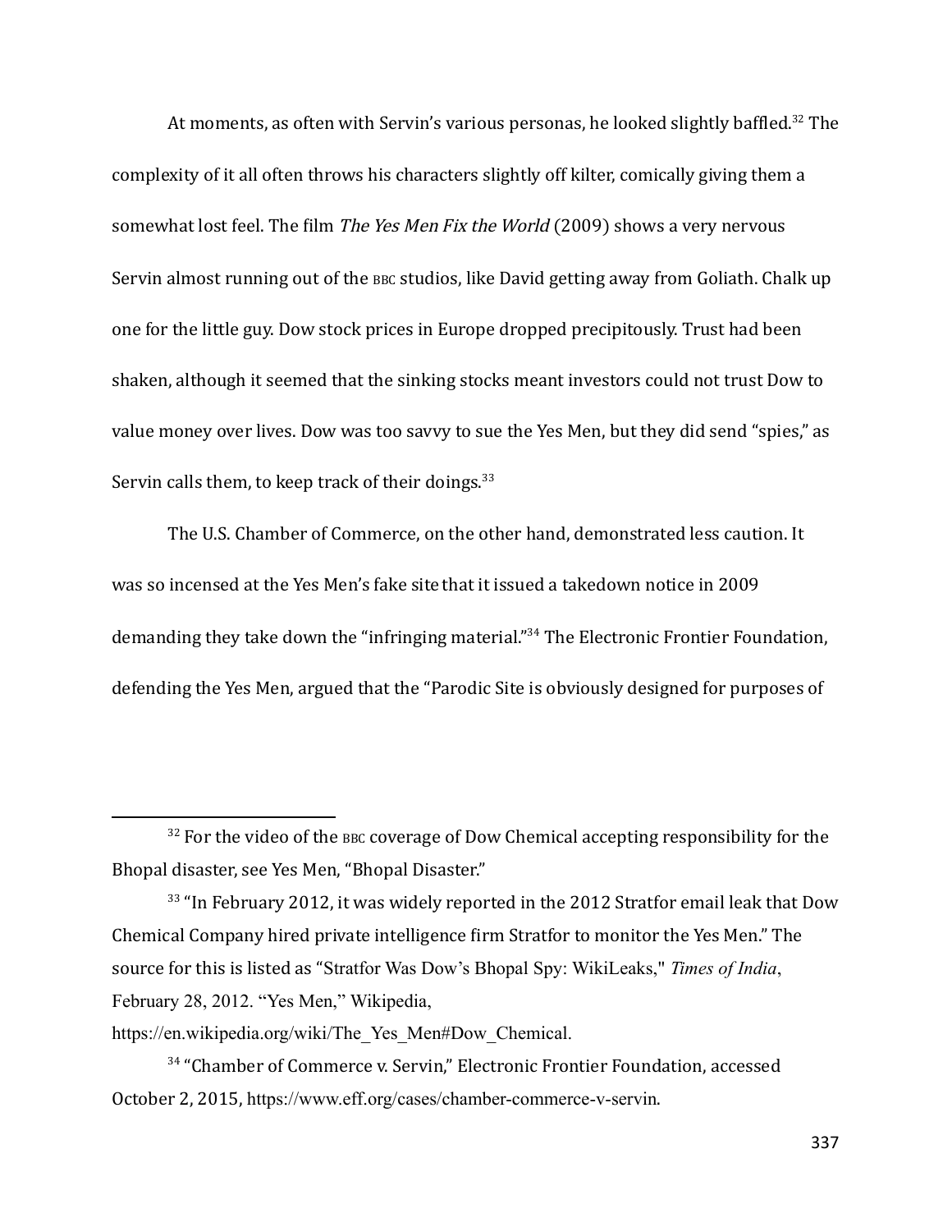At moments, as often with Servin's various personas, he looked slightly baffled.[32] The complexity of it all often throws his characters slightly off kilter, comically giving them a somewhat lost feel. The film *The Yes Men Fix the World* (2009) shows a very nervous Servin almost running out of the BBC studios, like David getting away from Goliath. Chalk up one for the little guy. Dow stock prices in Europe dropped precipitously. Trust had been shaken, although it seemed that the sinking stocks meant investors could not trust Dow to value money over lives. Dow was too savvy to sue the Yes Men, but they did send "spies," as Servin calls them, to keep track of their doings.[33]

The U.S. Chamber of Commerce, on the other hand, demonstrated less caution. It was so incensed at the Yes Men's fake site that it issued a takedown notice in 2009 demanding they take down the "infringing material."[34] The Electronic Frontier Foundation, defending the Yes Men, argued that the "Parodic Site is obviously designed for purposes of

---

[32] For the video of the BBC coverage of Dow Chemical accepting responsibility for the Bhopal disaster, see Yes Men, "Bhopal Disaster."

[33] "In February 2012, it was widely reported in the 2012 Stratfor email leak that Dow Chemical Company hired private intelligence firm Stratfor to monitor the Yes Men." The source for this is listed as "Stratfor Was Dow's Bhopal Spy: WikiLeaks," *Times of India*, February 28, 2012. "Yes Men," Wikipedia, https://en.wikipedia.org/wiki/The_Yes_Men#Dow_Chemical.

[34] "Chamber of Commerce v. Servin," Electronic Frontier Foundation, accessed October 2, 2015, https://www.eff.org/cases/chamber-commerce-v-servin.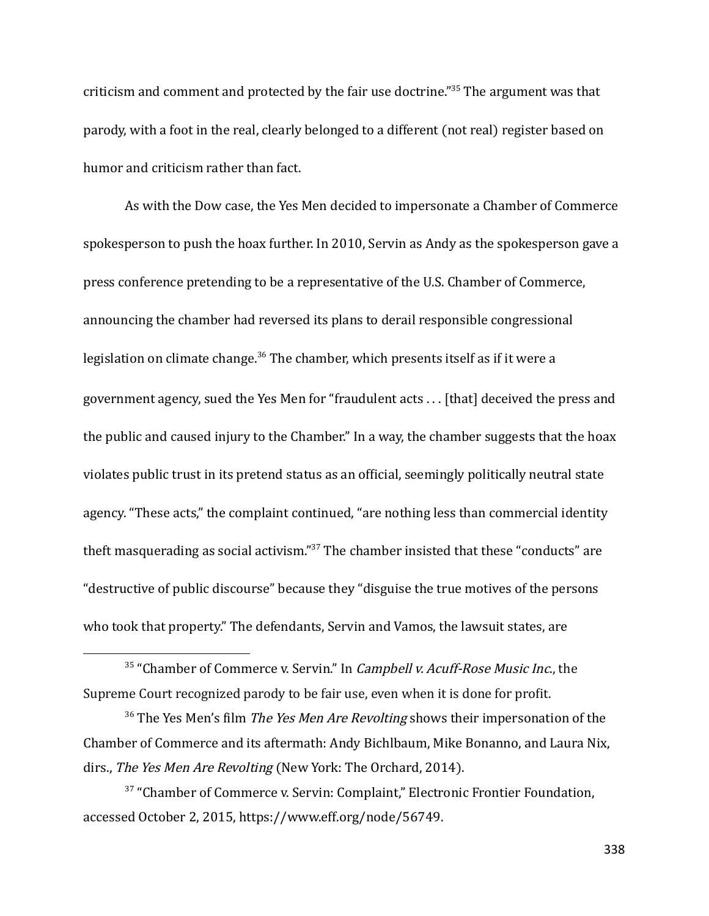criticism and comment and protected by the fair use doctrine."[35] The argument was that parody, with a foot in the real, clearly belonged to a different (not real) register based on humor and criticism rather than fact.

As with the Dow case, the Yes Men decided to impersonate a Chamber of Commerce spokesperson to push the hoax further. In 2010, Servin as Andy as the spokesperson gave a press conference pretending to be a representative of the U.S. Chamber of Commerce, announcing the chamber had reversed its plans to derail responsible congressional legislation on climate change.[36] The chamber, which presents itself as if it were a government agency, sued the Yes Men for "fraudulent acts . . . [that] deceived the press and the public and caused injury to the Chamber." In a way, the chamber suggests that the hoax violates public trust in its pretend status as an official, seemingly politically neutral state agency. "These acts," the complaint continued, "are nothing less than commercial identity theft masquerading as social activism."[37] The chamber insisted that these "conducts" are "destructive of public discourse" because they "disguise the true motives of the persons who took that property." The defendants, Servin and Vamos, the lawsuit states, are

---

[35] "Chamber of Commerce v. Servin." In *Campbell v. Acuff-Rose Music Inc.*, the Supreme Court recognized parody to be fair use, even when it is done for profit.

[36] The Yes Men's film *The Yes Men Are Revolting* shows their impersonation of the Chamber of Commerce and its aftermath: Andy Bichlbaum, Mike Bonanno, and Laura Nix, dirs., *The Yes Men Are Revolting* (New York: The Orchard, 2014).

[37] "Chamber of Commerce v. Servin: Complaint," Electronic Frontier Foundation, accessed October 2, 2015, https://www.eff.org/node/56749.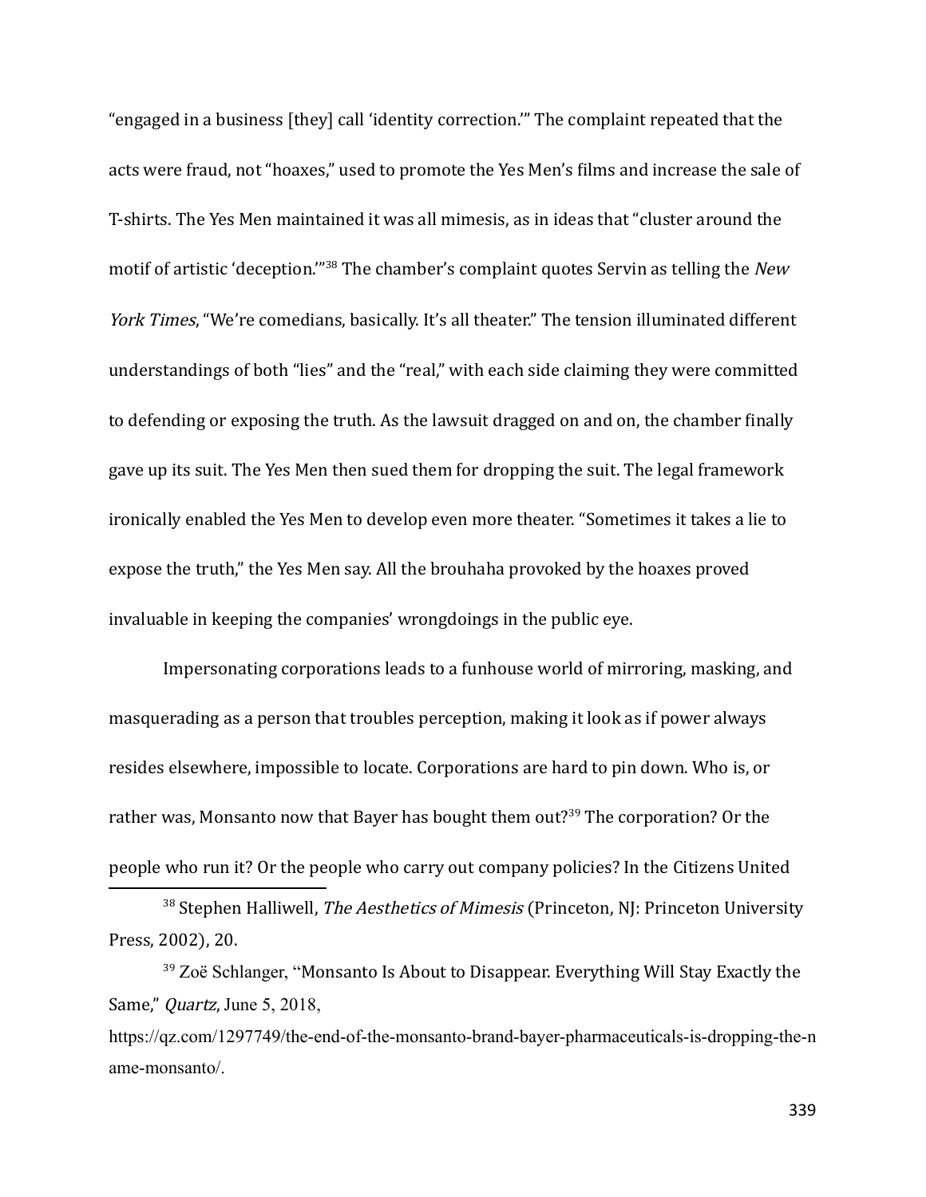“engaged in a business [they] call ‘identity correction.’” The complaint repeated that the acts were fraud, not “hoaxes,” used to promote the Yes Men’s films and increase the sale of T-shirts. The Yes Men maintained it was all mimesis, as in ideas that “cluster around the motif of artistic ‘deception.’”[38] The chamber’s complaint quotes Servin as telling the *New York Times*, “We’re comedians, basically. It’s all theater.” The tension illuminated different understandings of both “lies” and the “real,” with each side claiming they were committed to defending or exposing the truth. As the lawsuit dragged on and on, the chamber finally gave up its suit. The Yes Men then sued them for dropping the suit. The legal framework ironically enabled the Yes Men to develop even more theater. “Sometimes it takes a lie to expose the truth,” the Yes Men say. All the brouhaha provoked by the hoaxes proved invaluable in keeping the companies’ wrongdoings in the public eye.

Impersonating corporations leads to a funhouse world of mirroring, masking, and masquerading as a person that troubles perception, making it look as if power always resides elsewhere, impossible to locate. Corporations are hard to pin down. Who is, or rather was, Monsanto now that Bayer has bought them out?[39] The corporation? Or the people who run it? Or the people who carry out company policies? In the Citizens United

---

[38] Stephen Halliwell, *The Aesthetics of Mimesis* (Princeton, NJ: Princeton University Press, 2002), 20.

[39] Zoë Schlanger, “Monsanto Is About to Disappear. Everything Will Stay Exactly the Same,” *Quartz*, June 5, 2018, https://qz.com/1297749/the-end-of-the-monsanto-brand-bayer-pharmaceuticals-is-dropping-the-name-monsanto/.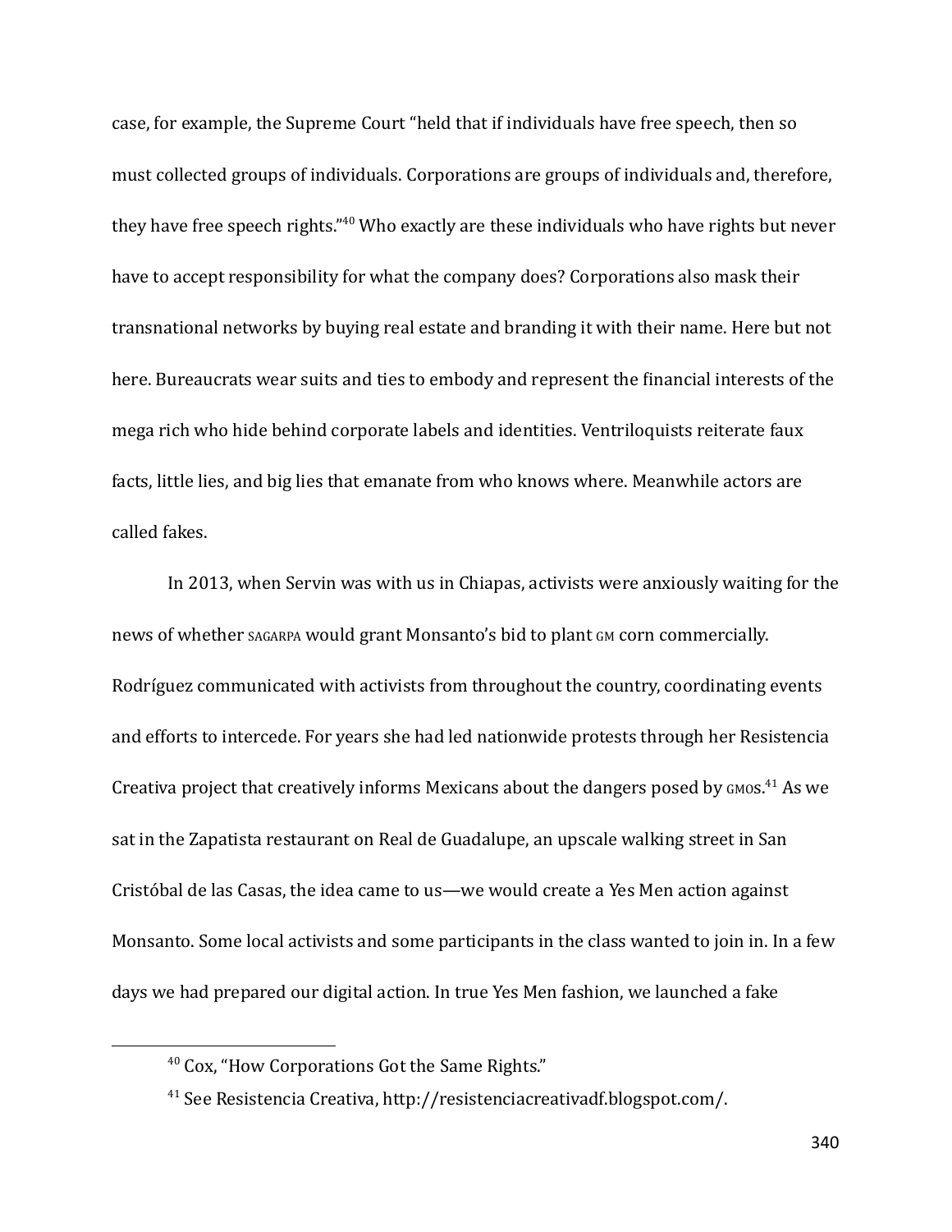case, for example, the Supreme Court "held that if individuals have free speech, then so must collected groups of individuals. Corporations are groups of individuals and, therefore, they have free speech rights."[40] Who exactly are these individuals who have rights but never have to accept responsibility for what the company does? Corporations also mask their transnational networks by buying real estate and branding it with their name. Here but not here. Bureaucrats wear suits and ties to embody and represent the financial interests of the mega rich who hide behind corporate labels and identities. Ventriloquists reiterate faux facts, little lies, and big lies that emanate from who knows where. Meanwhile actors are called fakes.

In 2013, when Servin was with us in Chiapas, activists were anxiously waiting for the news of whether SAGARPA would grant Monsanto's bid to plant GM corn commercially. Rodríguez communicated with activists from throughout the country, coordinating events and efforts to intercede. For years she had led nationwide protests through her Resistencia Creativa project that creatively informs Mexicans about the dangers posed by GMOS.[41] As we sat in the Zapatista restaurant on Real de Guadalupe, an upscale walking street in San Cristóbal de las Casas, the idea came to us—we would create a Yes Men action against Monsanto. Some local activists and some participants in the class wanted to join in. In a few days we had prepared our digital action. In true Yes Men fashion, we launched a fake

---

[40] Cox, "How Corporations Got the Same Rights."

[41] See Resistencia Creativa, http://resistenciacreativadf.blogspot.com/.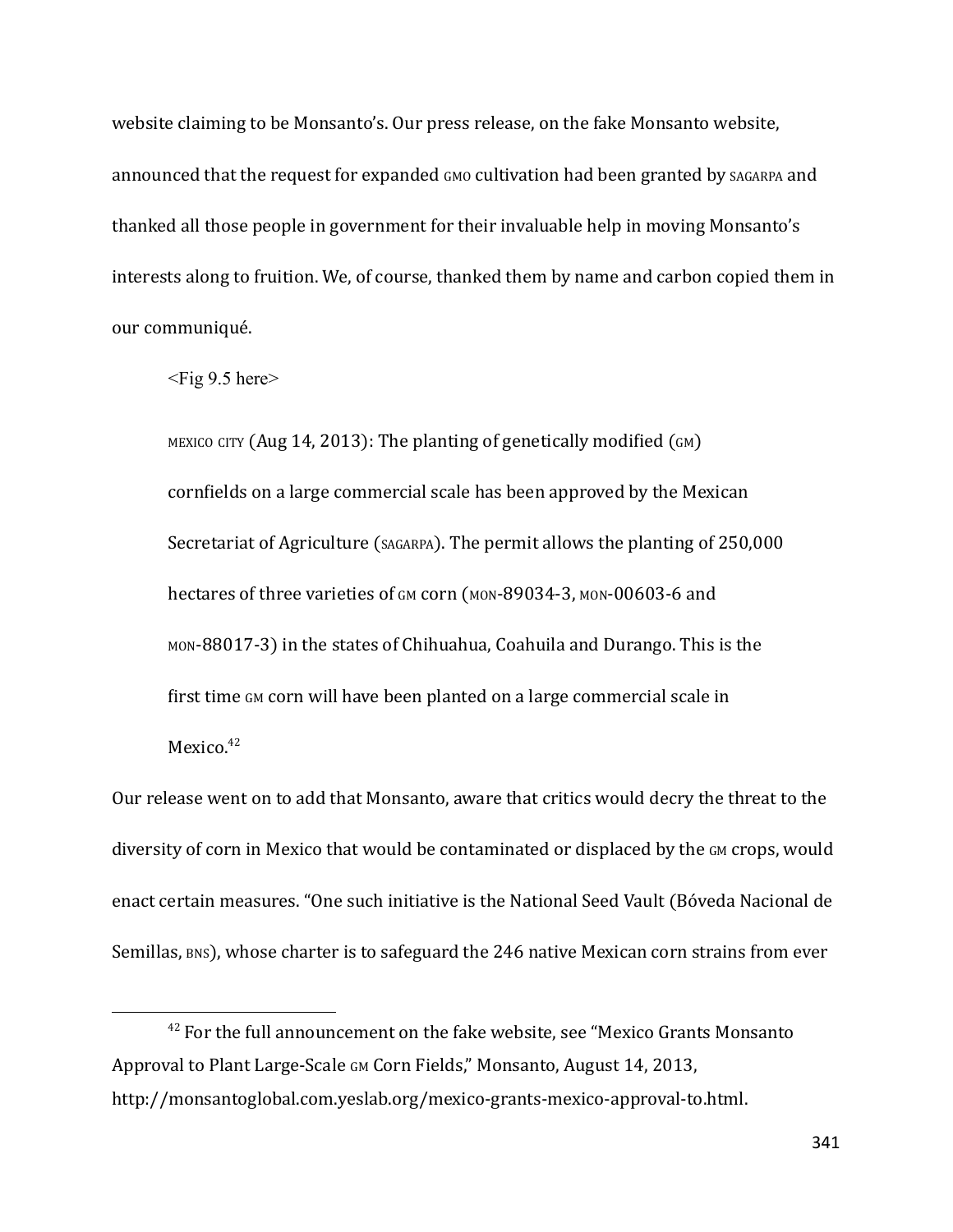website claiming to be Monsanto's. Our press release, on the fake Monsanto website, announced that the request for expanded GMO cultivation had been granted by SAGARPA and thanked all those people in government for their invaluable help in moving Monsanto's interests along to fruition. We, of course, thanked them by name and carbon copied them in our communiqué.

<Fig 9.5 here>

> MEXICO CITY (Aug 14, 2013): The planting of genetically modified (GM) cornfields on a large commercial scale has been approved by the Mexican Secretariat of Agriculture (SAGARPA). The permit allows the planting of 250,000 hectares of three varieties of GM corn (MON-89034-3, MON-00603-6 and MON-88017-3) in the states of Chihuahua, Coahuila and Durango. This is the first time GM corn will have been planted on a large commercial scale in Mexico.[42]

Our release went on to add that Monsanto, aware that critics would decry the threat to the diversity of corn in Mexico that would be contaminated or displaced by the GM crops, would enact certain measures. "One such initiative is the National Seed Vault (Bóveda Nacional de Semillas, BNS), whose charter is to safeguard the 246 native Mexican corn strains from ever

---

[42] For the full announcement on the fake website, see "Mexico Grants Monsanto Approval to Plant Large-Scale GM Corn Fields," Monsanto, August 14, 2013, http://monsantoglobal.com.yeslab.org/mexico-grants-mexico-approval-to.html.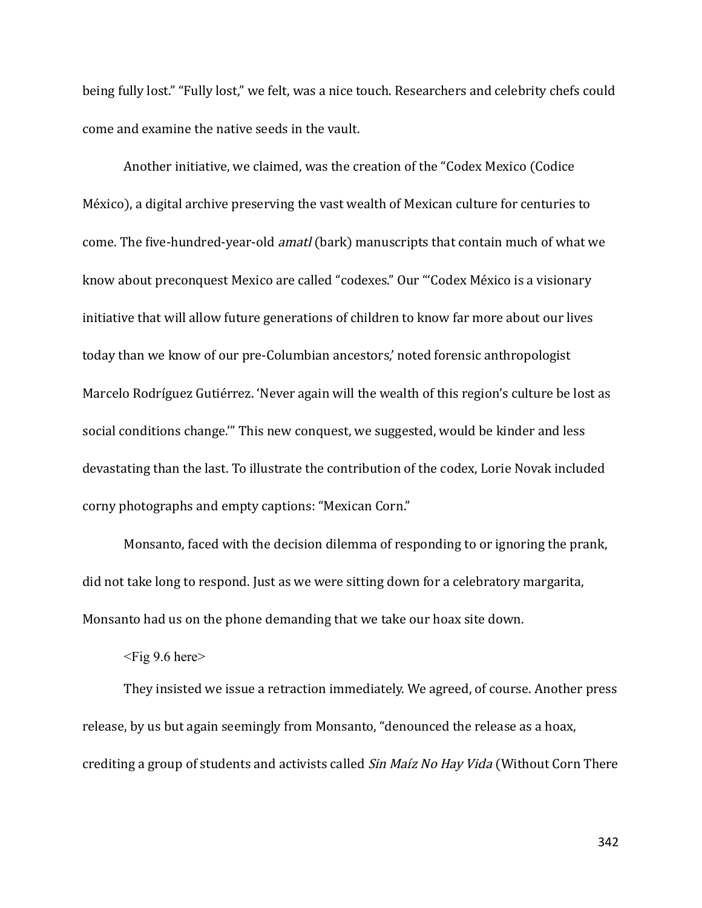being fully lost." "Fully lost," we felt, was a nice touch. Researchers and celebrity chefs could come and examine the native seeds in the vault.

Another initiative, we claimed, was the creation of the "Codex Mexico (Codice México), a digital archive preserving the vast wealth of Mexican culture for centuries to come. The five-hundred-year-old *amatl* (bark) manuscripts that contain much of what we know about preconquest Mexico are called "codexes." Our "'Codex México is a visionary initiative that will allow future generations of children to know far more about our lives today than we know of our pre-Columbian ancestors,' noted forensic anthropologist Marcelo Rodríguez Gutiérrez. 'Never again will the wealth of this region's culture be lost as social conditions change.'" This new conquest, we suggested, would be kinder and less devastating than the last. To illustrate the contribution of the codex, Lorie Novak included corny photographs and empty captions: "Mexican Corn."

Monsanto, faced with the decision dilemma of responding to or ignoring the prank, did not take long to respond. Just as we were sitting down for a celebratory margarita, Monsanto had us on the phone demanding that we take our hoax site down.

<Fig 9.6 here>

They insisted we issue a retraction immediately. We agreed, of course. Another press release, by us but again seemingly from Monsanto, "denounced the release as a hoax, crediting a group of students and activists called *Sin Maíz No Hay Vida* (Without Corn There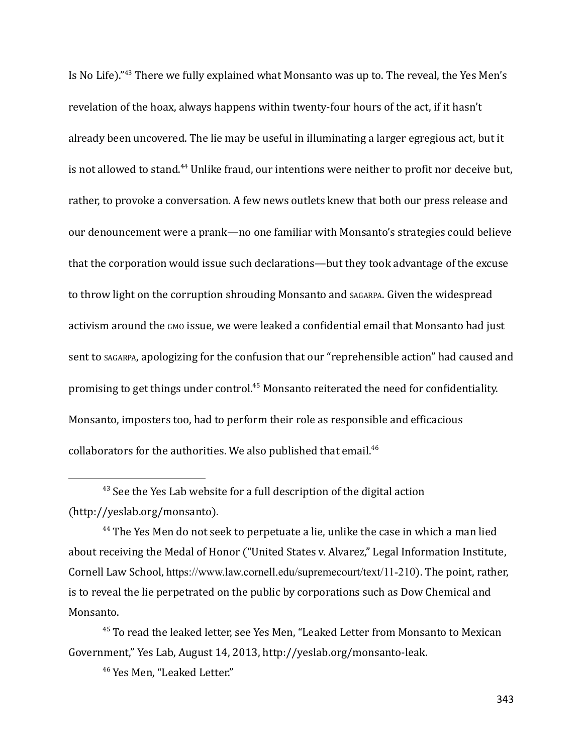Is No Life)."[43] There we fully explained what Monsanto was up to. The reveal, the Yes Men's revelation of the hoax, always happens within twenty-four hours of the act, if it hasn't already been uncovered. The lie may be useful in illuminating a larger egregious act, but it is not allowed to stand.[44] Unlike fraud, our intentions were neither to profit nor deceive but, rather, to provoke a conversation. A few news outlets knew that both our press release and our denouncement were a prank—no one familiar with Monsanto's strategies could believe that the corporation would issue such declarations—but they took advantage of the excuse to throw light on the corruption shrouding Monsanto and SAGARPA. Given the widespread activism around the GMO issue, we were leaked a confidential email that Monsanto had just sent to SAGARPA, apologizing for the confusion that our "reprehensible action" had caused and promising to get things under control.[45] Monsanto reiterated the need for confidentiality. Monsanto, imposters too, had to perform their role as responsible and efficacious collaborators for the authorities. We also published that email.[46]

---

[43] See the Yes Lab website for a full description of the digital action (http://yeslab.org/monsanto).

[44] The Yes Men do not seek to perpetuate a lie, unlike the case in which a man lied about receiving the Medal of Honor ("United States v. Alvarez," Legal Information Institute, Cornell Law School, https://www.law.cornell.edu/supremecourt/text/11-210). The point, rather, is to reveal the lie perpetrated on the public by corporations such as Dow Chemical and Monsanto.

[45] To read the leaked letter, see Yes Men, "Leaked Letter from Monsanto to Mexican Government," Yes Lab, August 14, 2013, http://yeslab.org/monsanto-leak.

[46] Yes Men, "Leaked Letter."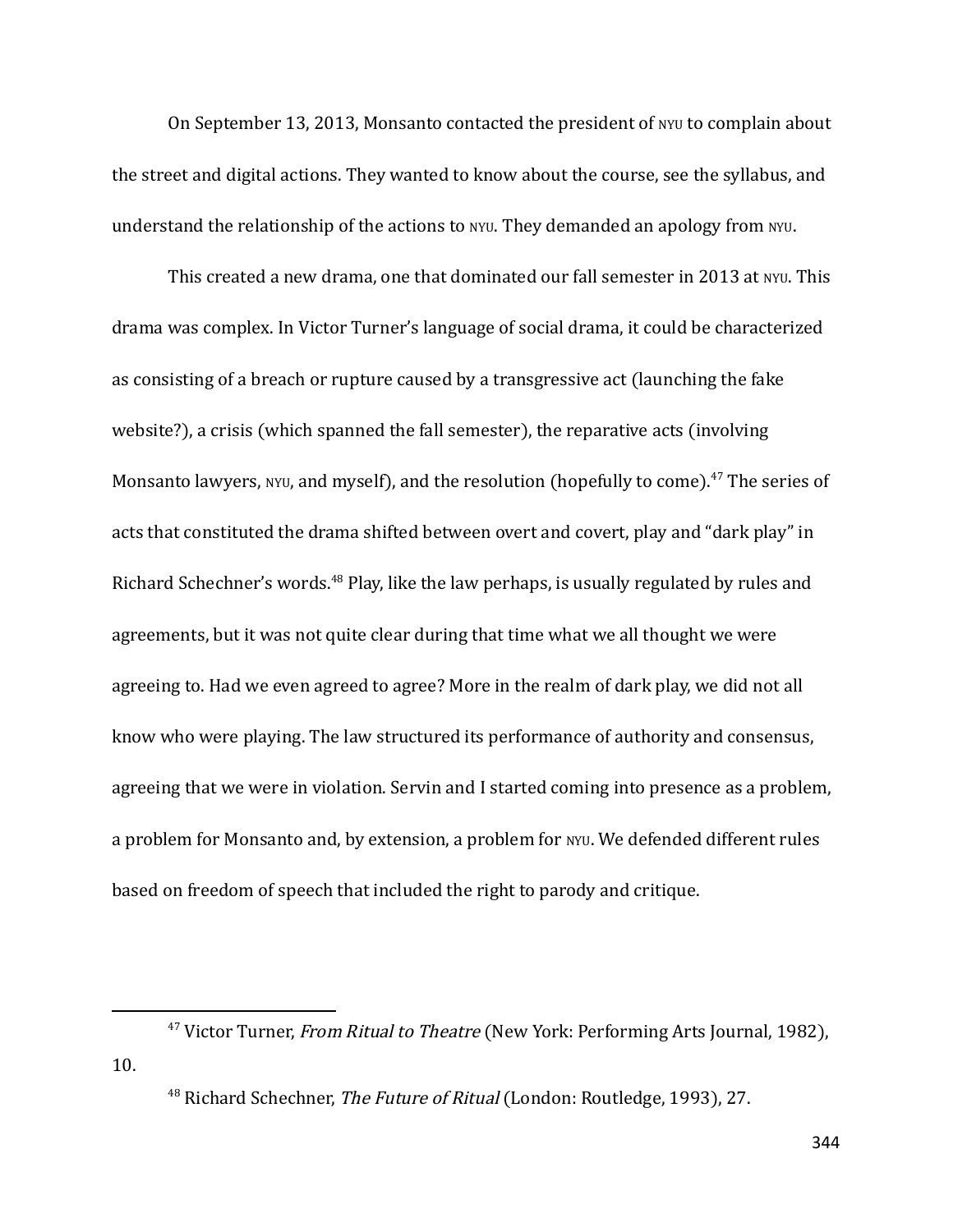On September 13, 2013, Monsanto contacted the president of NYU to complain about the street and digital actions. They wanted to know about the course, see the syllabus, and understand the relationship of the actions to NYU. They demanded an apology from NYU.

This created a new drama, one that dominated our fall semester in 2013 at NYU. This drama was complex. In Victor Turner's language of social drama, it could be characterized as consisting of a breach or rupture caused by a transgressive act (launching the fake website?), a crisis (which spanned the fall semester), the reparative acts (involving Monsanto lawyers, NYU, and myself), and the resolution (hopefully to come).[47] The series of acts that constituted the drama shifted between overt and covert, play and "dark play" in Richard Schechner's words.[48] Play, like the law perhaps, is usually regulated by rules and agreements, but it was not quite clear during that time what we all thought we were agreeing to. Had we even agreed to agree? More in the realm of dark play, we did not all know who were playing. The law structured its performance of authority and consensus, agreeing that we were in violation. Servin and I started coming into presence as a problem, a problem for Monsanto and, by extension, a problem for NYU. We defended different rules based on freedom of speech that included the right to parody and critique.

---

[47] Victor Turner, *From Ritual to Theatre* (New York: Performing Arts Journal, 1982), 10.

[48] Richard Schechner, *The Future of Ritual* (London: Routledge, 1993), 27.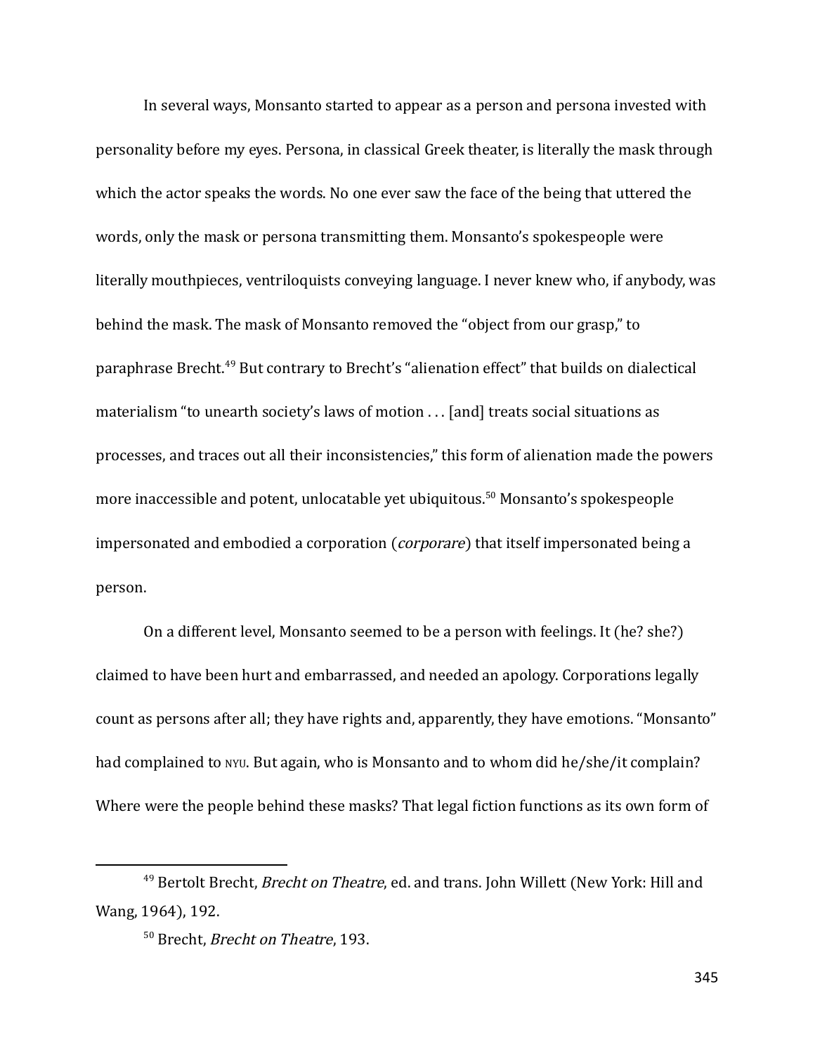In several ways, Monsanto started to appear as a person and persona invested with personality before my eyes. Persona, in classical Greek theater, is literally the mask through which the actor speaks the words. No one ever saw the face of the being that uttered the words, only the mask or persona transmitting them. Monsanto's spokespeople were literally mouthpieces, ventriloquists conveying language. I never knew who, if anybody, was behind the mask. The mask of Monsanto removed the "object from our grasp," to paraphrase Brecht.[49] But contrary to Brecht's "alienation effect" that builds on dialectical materialism "to unearth society's laws of motion . . . [and] treats social situations as processes, and traces out all their inconsistencies," this form of alienation made the powers more inaccessible and potent, unlocatable yet ubiquitous.[50] Monsanto's spokespeople impersonated and embodied a corporation (*corporare*) that itself impersonated being a person.

On a different level, Monsanto seemed to be a person with feelings. It (he? she?) claimed to have been hurt and embarrassed, and needed an apology. Corporations legally count as persons after all; they have rights and, apparently, they have emotions. "Monsanto" had complained to NYU. But again, who is Monsanto and to whom did he/she/it complain? Where were the people behind these masks? That legal fiction functions as its own form of

---

[49] Bertolt Brecht, *Brecht on Theatre*, ed. and trans. John Willett (New York: Hill and Wang, 1964), 192.

[50] Brecht, *Brecht on Theatre*, 193.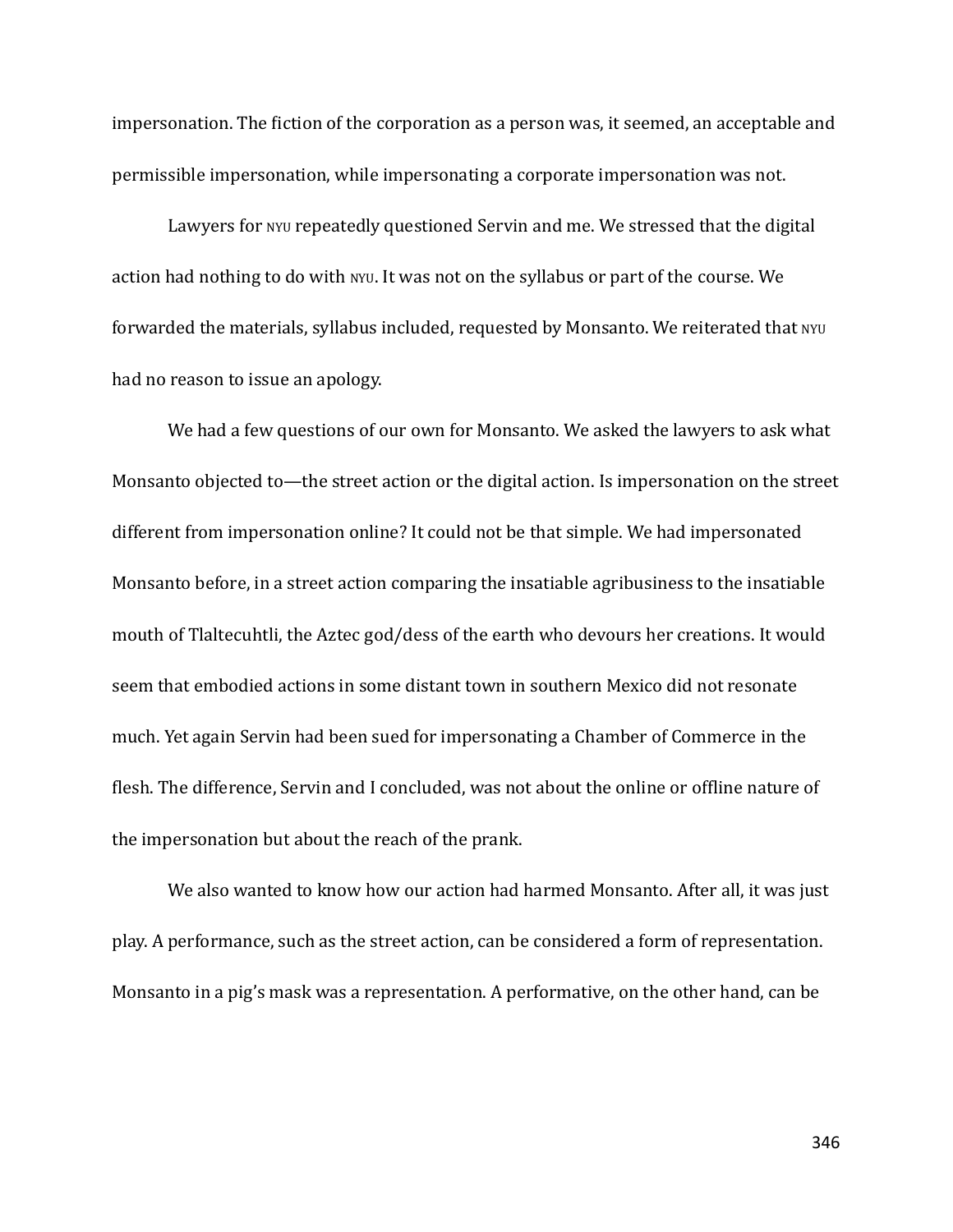impersonation. The fiction of the corporation as a person was, it seemed, an acceptable and permissible impersonation, while impersonating a corporate impersonation was not.

Lawyers for NYU repeatedly questioned Servin and me. We stressed that the digital action had nothing to do with NYU. It was not on the syllabus or part of the course. We forwarded the materials, syllabus included, requested by Monsanto. We reiterated that NYU had no reason to issue an apology.

We had a few questions of our own for Monsanto. We asked the lawyers to ask what Monsanto objected to—the street action or the digital action. Is impersonation on the street different from impersonation online? It could not be that simple. We had impersonated Monsanto before, in a street action comparing the insatiable agribusiness to the insatiable mouth of Tlaltecuhtli, the Aztec god/dess of the earth who devours her creations. It would seem that embodied actions in some distant town in southern Mexico did not resonate much. Yet again Servin had been sued for impersonating a Chamber of Commerce in the flesh. The difference, Servin and I concluded, was not about the online or offline nature of the impersonation but about the reach of the prank.

We also wanted to know how our action had harmed Monsanto. After all, it was just play. A performance, such as the street action, can be considered a form of representation. Monsanto in a pig's mask was a representation. A performative, on the other hand, can be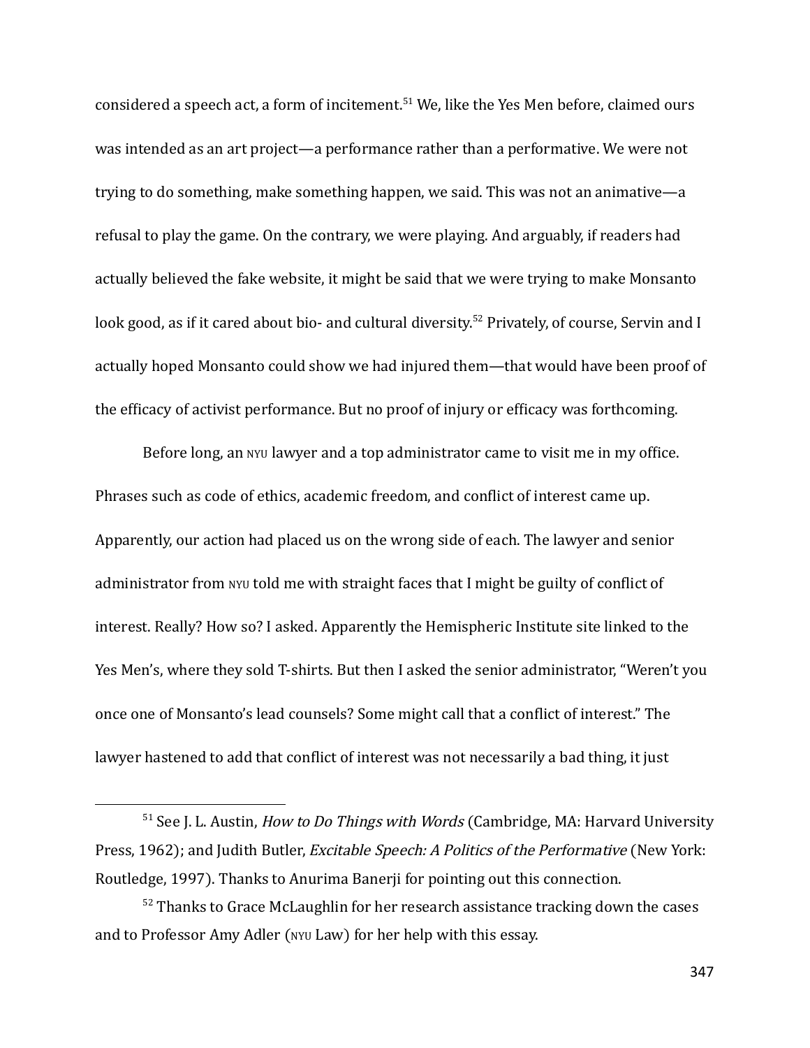considered a speech act, a form of incitement.[51] We, like the Yes Men before, claimed ours was intended as an art project—a performance rather than a performative. We were not trying to do something, make something happen, we said. This was not an animative—a refusal to play the game. On the contrary, we were playing. And arguably, if readers had actually believed the fake website, it might be said that we were trying to make Monsanto look good, as if it cared about bio- and cultural diversity.[52] Privately, of course, Servin and I actually hoped Monsanto could show we had injured them—that would have been proof of the efficacy of activist performance. But no proof of injury or efficacy was forthcoming.

Before long, an NYU lawyer and a top administrator came to visit me in my office. Phrases such as code of ethics, academic freedom, and conflict of interest came up. Apparently, our action had placed us on the wrong side of each. The lawyer and senior administrator from NYU told me with straight faces that I might be guilty of conflict of interest. Really? How so? I asked. Apparently the Hemispheric Institute site linked to the Yes Men's, where they sold T-shirts. But then I asked the senior administrator, "Weren't you once one of Monsanto's lead counsels? Some might call that a conflict of interest." The lawyer hastened to add that conflict of interest was not necessarily a bad thing, it just

---

[51] See J. L. Austin, *How to Do Things with Words* (Cambridge, MA: Harvard University Press, 1962); and Judith Butler, *Excitable Speech: A Politics of the Performative* (New York: Routledge, 1997). Thanks to Anurima Banerji for pointing out this connection.

[52] Thanks to Grace McLaughlin for her research assistance tracking down the cases and to Professor Amy Adler (NYU Law) for her help with this essay.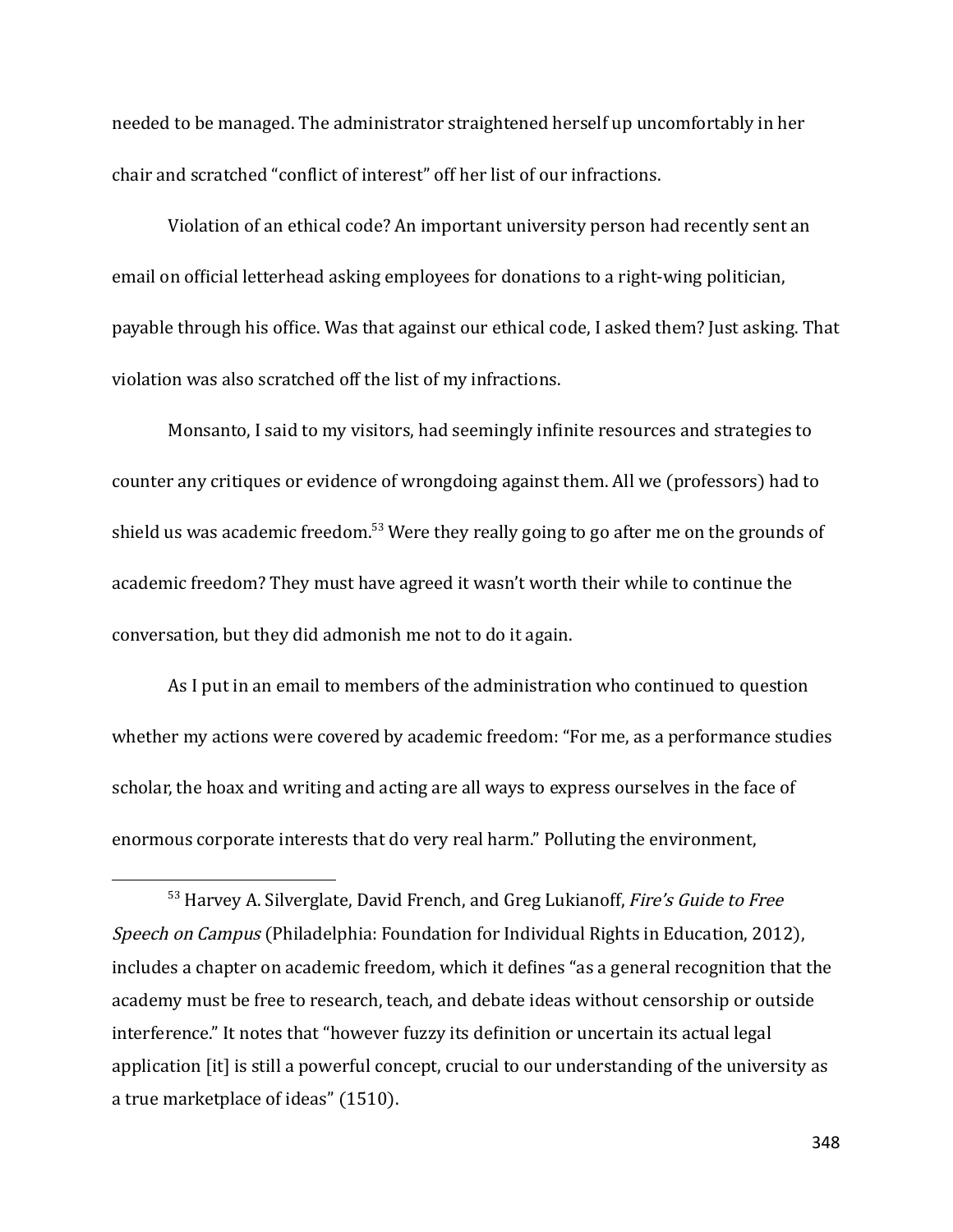needed to be managed. The administrator straightened herself up uncomfortably in her chair and scratched "conflict of interest" off her list of our infractions.

Violation of an ethical code? An important university person had recently sent an email on official letterhead asking employees for donations to a right-wing politician, payable through his office. Was that against our ethical code, I asked them? Just asking. That violation was also scratched off the list of my infractions.

Monsanto, I said to my visitors, had seemingly infinite resources and strategies to counter any critiques or evidence of wrongdoing against them. All we (professors) had to shield us was academic freedom.[53] Were they really going to go after me on the grounds of academic freedom? They must have agreed it wasn't worth their while to continue the conversation, but they did admonish me not to do it again.

As I put in an email to members of the administration who continued to question whether my actions were covered by academic freedom: "For me, as a performance studies scholar, the hoax and writing and acting are all ways to express ourselves in the face of enormous corporate interests that do very real harm." Polluting the environment,

---

[53] Harvey A. Silverglate, David French, and Greg Lukianoff, *Fire's Guide to Free Speech on Campus* (Philadelphia: Foundation for Individual Rights in Education, 2012), includes a chapter on academic freedom, which it defines "as a general recognition that the academy must be free to research, teach, and debate ideas without censorship or outside interference." It notes that "however fuzzy its definition or uncertain its actual legal application [it] is still a powerful concept, crucial to our understanding of the university as a true marketplace of ideas" (1510).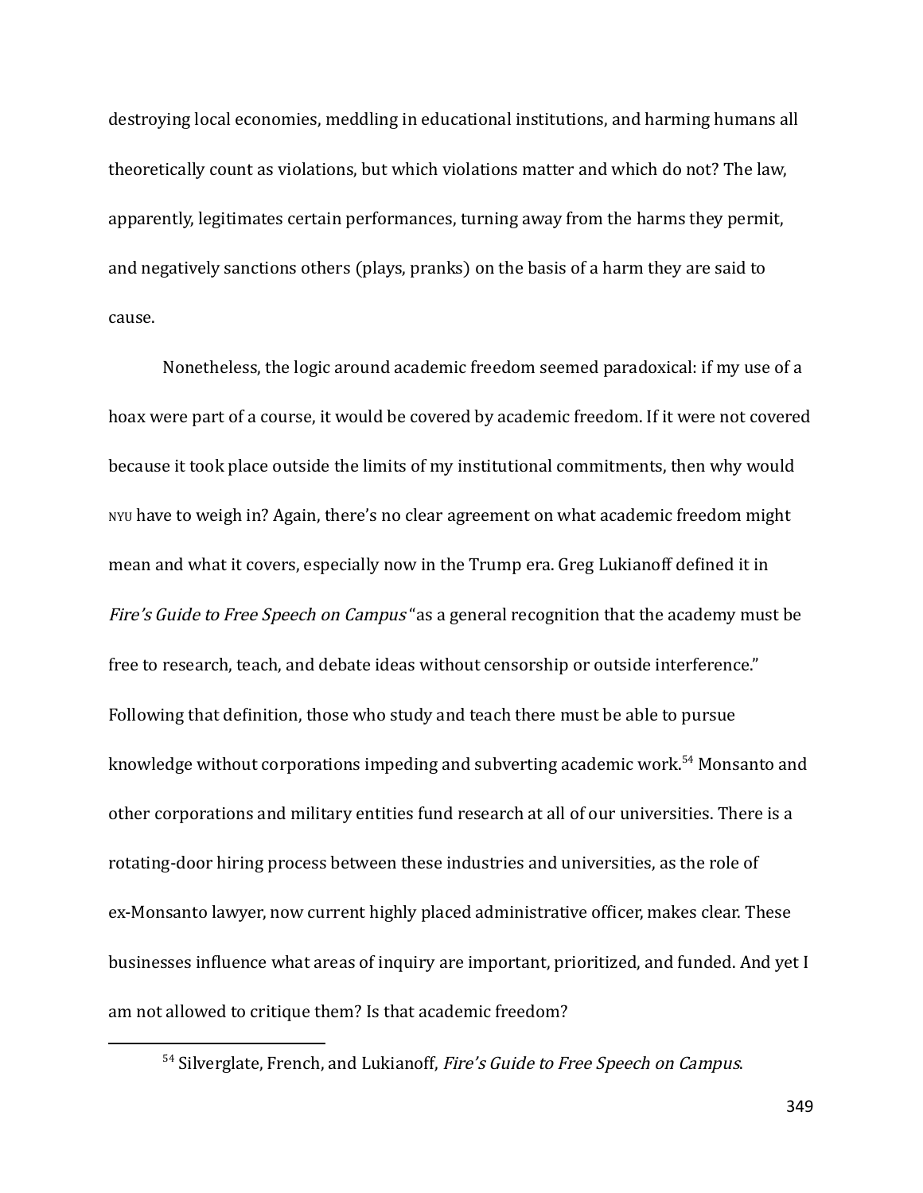destroying local economies, meddling in educational institutions, and harming humans all theoretically count as violations, but which violations matter and which do not? The law, apparently, legitimates certain performances, turning away from the harms they permit, and negatively sanctions others (plays, pranks) on the basis of a harm they are said to cause.

Nonetheless, the logic around academic freedom seemed paradoxical: if my use of a hoax were part of a course, it would be covered by academic freedom. If it were not covered because it took place outside the limits of my institutional commitments, then why would NYU have to weigh in? Again, there's no clear agreement on what academic freedom might mean and what it covers, especially now in the Trump era. Greg Lukianoff defined it in *Fire's Guide to Free Speech on Campus* "as a general recognition that the academy must be free to research, teach, and debate ideas without censorship or outside interference." Following that definition, those who study and teach there must be able to pursue knowledge without corporations impeding and subverting academic work.[54] Monsanto and other corporations and military entities fund research at all of our universities. There is a rotating-door hiring process between these industries and universities, as the role of ex-Monsanto lawyer, now current highly placed administrative officer, makes clear. These businesses influence what areas of inquiry are important, prioritized, and funded. And yet I am not allowed to critique them? Is that academic freedom?

---

[54] Silverglate, French, and Lukianoff, *Fire's Guide to Free Speech on Campus*.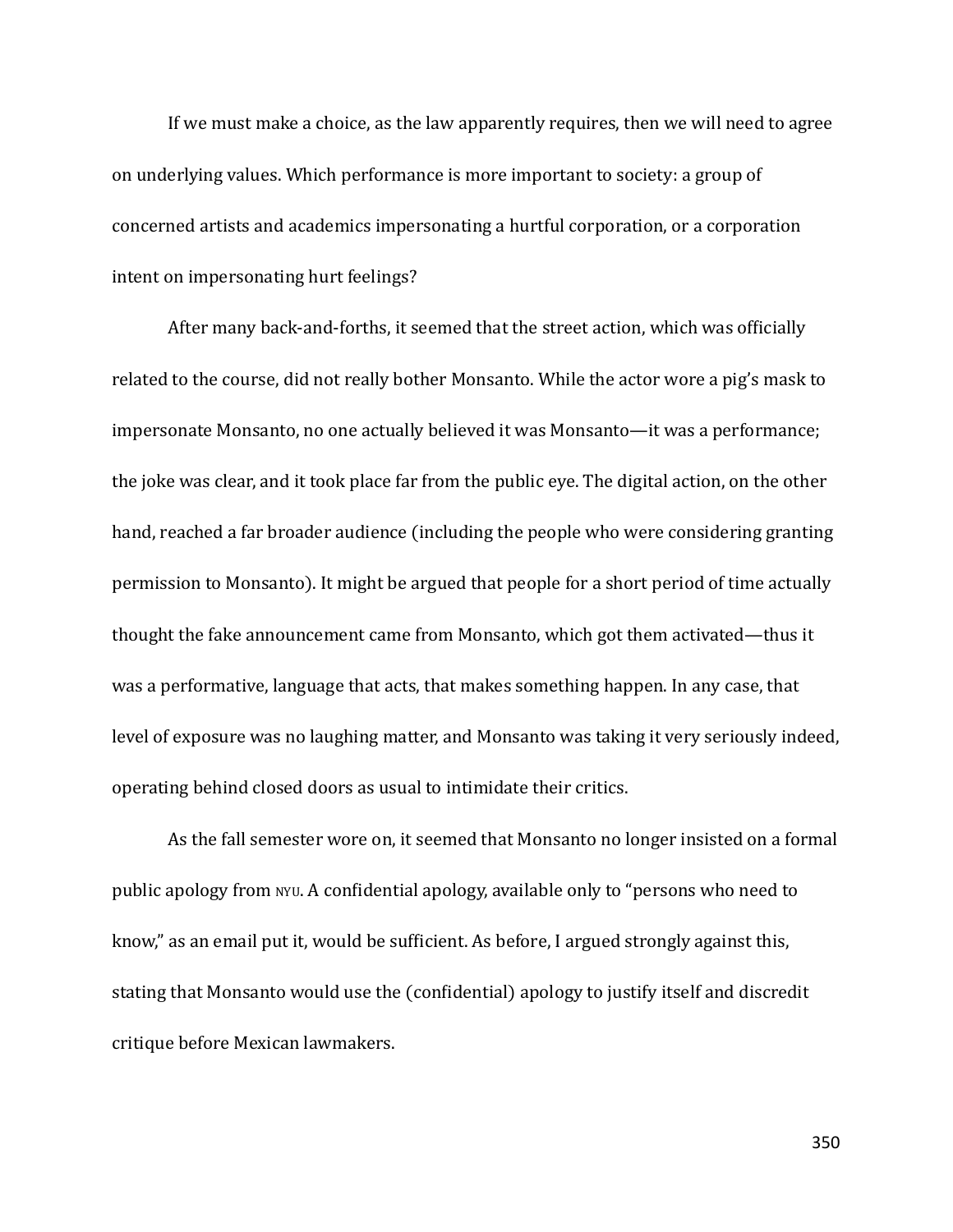If we must make a choice, as the law apparently requires, then we will need to agree on underlying values. Which performance is more important to society: a group of concerned artists and academics impersonating a hurtful corporation, or a corporation intent on impersonating hurt feelings?

After many back-and-forths, it seemed that the street action, which was officially related to the course, did not really bother Monsanto. While the actor wore a pig's mask to impersonate Monsanto, no one actually believed it was Monsanto—it was a performance; the joke was clear, and it took place far from the public eye. The digital action, on the other hand, reached a far broader audience (including the people who were considering granting permission to Monsanto). It might be argued that people for a short period of time actually thought the fake announcement came from Monsanto, which got them activated—thus it was a performative, language that acts, that makes something happen. In any case, that level of exposure was no laughing matter, and Monsanto was taking it very seriously indeed, operating behind closed doors as usual to intimidate their critics.

As the fall semester wore on, it seemed that Monsanto no longer insisted on a formal public apology from NYU. A confidential apology, available only to "persons who need to know," as an email put it, would be sufficient. As before, I argued strongly against this, stating that Monsanto would use the (confidential) apology to justify itself and discredit critique before Mexican lawmakers.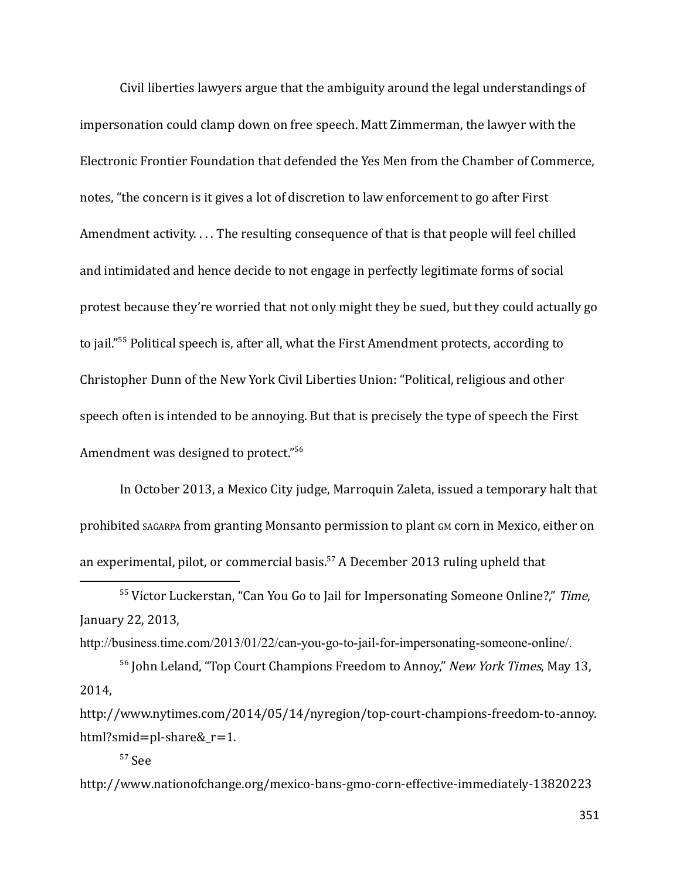Civil liberties lawyers argue that the ambiguity around the legal understandings of impersonation could clamp down on free speech. Matt Zimmerman, the lawyer with the Electronic Frontier Foundation that defended the Yes Men from the Chamber of Commerce, notes, "the concern is it gives a lot of discretion to law enforcement to go after First Amendment activity. . . . The resulting consequence of that is that people will feel chilled and intimidated and hence decide to not engage in perfectly legitimate forms of social protest because they're worried that not only might they be sued, but they could actually go to jail."[55] Political speech is, after all, what the First Amendment protects, according to Christopher Dunn of the New York Civil Liberties Union: "Political, religious and other speech often is intended to be annoying. But that is precisely the type of speech the First Amendment was designed to protect."[56]

In October 2013, a Mexico City judge, Marroquin Zaleta, issued a temporary halt that prohibited SAGARPA from granting Monsanto permission to plant GM corn in Mexico, either on an experimental, pilot, or commercial basis.[57] A December 2013 ruling upheld that

---

[55] Victor Luckerstan, "Can You Go to Jail for Impersonating Someone Online?," *Time*, January 22, 2013, http://business.time.com/2013/01/22/can-you-go-to-jail-for-impersonating-someone-online/.

[56] John Leland, "Top Court Champions Freedom to Annoy," *New York Times*, May 13, 2014, http://www.nytimes.com/2014/05/14/nyregion/top-court-champions-freedom-to-annoy.html?smid=pl-share&_r=1.

[57] See http://www.nationofchange.org/mexico-bans-gmo-corn-effective-immediately-13820223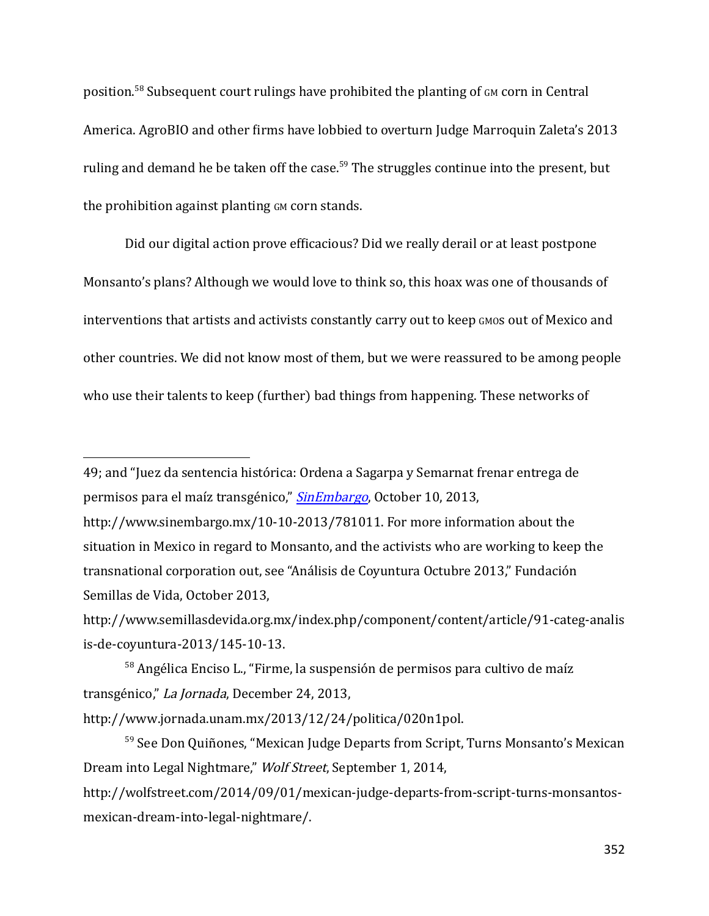position.[58] Subsequent court rulings have prohibited the planting of GM corn in Central America. AgroBIO and other firms have lobbied to overturn Judge Marroquin Zaleta's 2013 ruling and demand he be taken off the case.[59] The struggles continue into the present, but the prohibition against planting GM corn stands.

Did our digital action prove efficacious? Did we really derail or at least postpone Monsanto's plans? Although we would love to think so, this hoax was one of thousands of interventions that artists and activists constantly carry out to keep GMOs out of Mexico and other countries. We did not know most of them, but we were reassured to be among people who use their talents to keep (further) bad things from happening. These networks of

---

49; and "Juez da sentencia histórica: Ordena a Sagarpa y Semarnat frenar entrega de permisos para el maíz transgénico," *SinEmbargo*, October 10, 2013, http://www.sinembargo.mx/10-10-2013/781011. For more information about the situation in Mexico in regard to Monsanto, and the activists who are working to keep the transnational corporation out, see "Análisis de Coyuntura Octubre 2013," Fundación Semillas de Vida, October 2013, http://www.semillasdevida.org.mx/index.php/component/content/article/91-categ-analisis-de-coyuntura-2013/145-10-13.

[58] Angélica Enciso L., "Firme, la suspensión de permisos para cultivo de maíz transgénico," *La Jornada*, December 24, 2013, http://www.jornada.unam.mx/2013/12/24/politica/020n1pol.

[59] See Don Quiñones, "Mexican Judge Departs from Script, Turns Monsanto's Mexican Dream into Legal Nightmare," *Wolf Street*, September 1, 2014, http://wolfstreet.com/2014/09/01/mexican-judge-departs-from-script-turns-monsantos-mexican-dream-into-legal-nightmare/.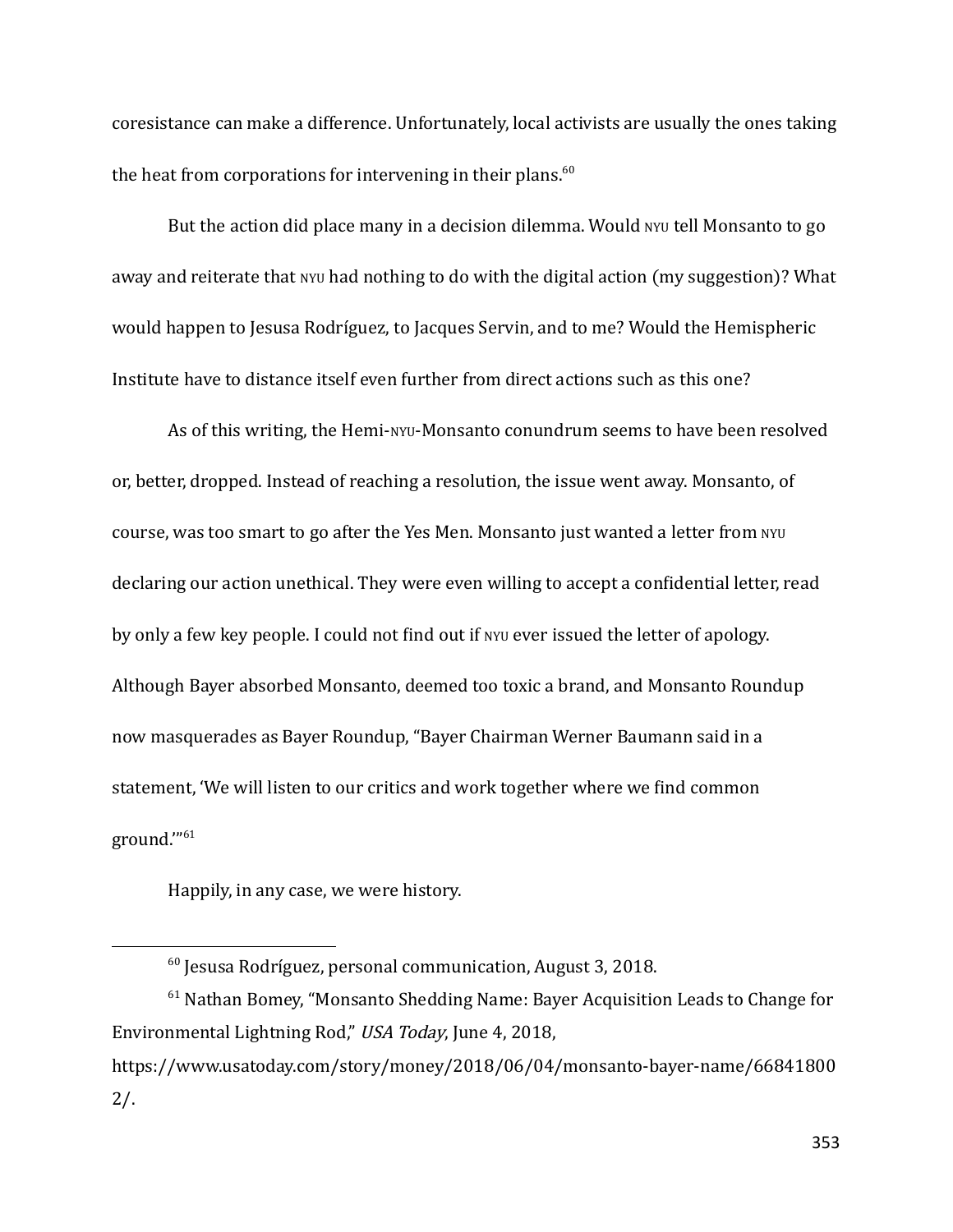coresistance can make a difference. Unfortunately, local activists are usually the ones taking the heat from corporations for intervening in their plans.[60]

But the action did place many in a decision dilemma. Would NYU tell Monsanto to go away and reiterate that NYU had nothing to do with the digital action (my suggestion)? What would happen to Jesusa Rodríguez, to Jacques Servin, and to me? Would the Hemispheric Institute have to distance itself even further from direct actions such as this one?

As of this writing, the Hemi-NYU-Monsanto conundrum seems to have been resolved or, better, dropped. Instead of reaching a resolution, the issue went away. Monsanto, of course, was too smart to go after the Yes Men. Monsanto just wanted a letter from NYU declaring our action unethical. They were even willing to accept a confidential letter, read by only a few key people. I could not find out if NYU ever issued the letter of apology. Although Bayer absorbed Monsanto, deemed too toxic a brand, and Monsanto Roundup now masquerades as Bayer Roundup, "Bayer Chairman Werner Baumann said in a statement, 'We will listen to our critics and work together where we find common ground.'"[61]

Happily, in any case, we were history.

---

[60] Jesusa Rodríguez, personal communication, August 3, 2018.

[61] Nathan Bomey, "Monsanto Shedding Name: Bayer Acquisition Leads to Change for Environmental Lightning Rod," *USA Today*, June 4, 2018, https://www.usatoday.com/story/money/2018/06/04/monsanto-bayer-name/668418002/.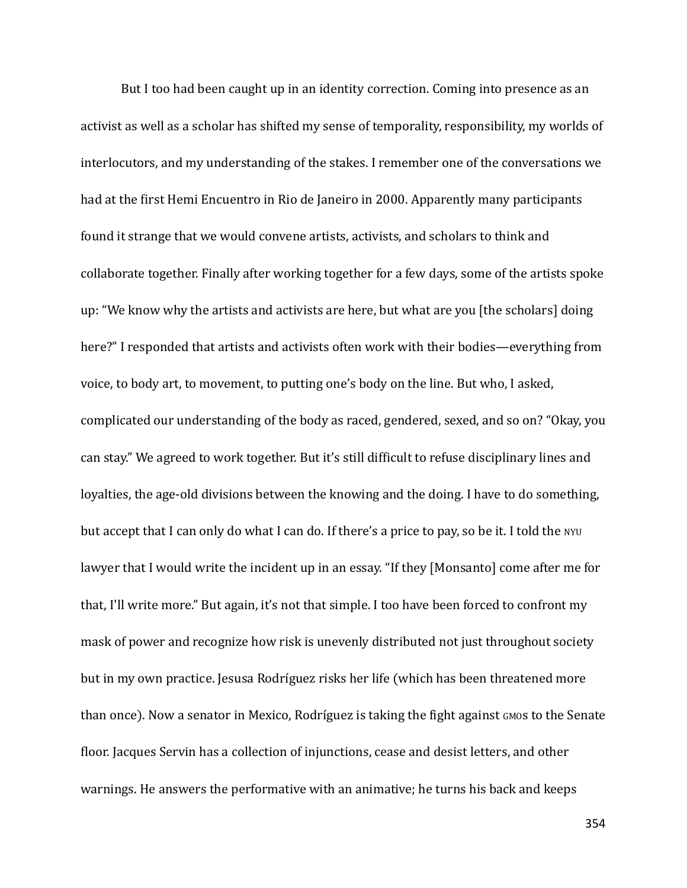But I too had been caught up in an identity correction. Coming into presence as an activist as well as a scholar has shifted my sense of temporality, responsibility, my worlds of interlocutors, and my understanding of the stakes. I remember one of the conversations we had at the first Hemi Encuentro in Rio de Janeiro in 2000. Apparently many participants found it strange that we would convene artists, activists, and scholars to think and collaborate together. Finally after working together for a few days, some of the artists spoke up: "We know why the artists and activists are here, but what are you [the scholars] doing here?" I responded that artists and activists often work with their bodies—everything from voice, to body art, to movement, to putting one's body on the line. But who, I asked, complicated our understanding of the body as raced, gendered, sexed, and so on? "Okay, you can stay." We agreed to work together. But it's still difficult to refuse disciplinary lines and loyalties, the age-old divisions between the knowing and the doing. I have to do something, but accept that I can only do what I can do. If there's a price to pay, so be it. I told the NYU lawyer that I would write the incident up in an essay. "If they [Monsanto] come after me for that, I'll write more." But again, it's not that simple. I too have been forced to confront my mask of power and recognize how risk is unevenly distributed not just throughout society but in my own practice. Jesusa Rodríguez risks her life (which has been threatened more than once). Now a senator in Mexico, Rodríguez is taking the fight against GMOs to the Senate floor. Jacques Servin has a collection of injunctions, cease and desist letters, and other warnings. He answers the performative with an animative; he turns his back and keeps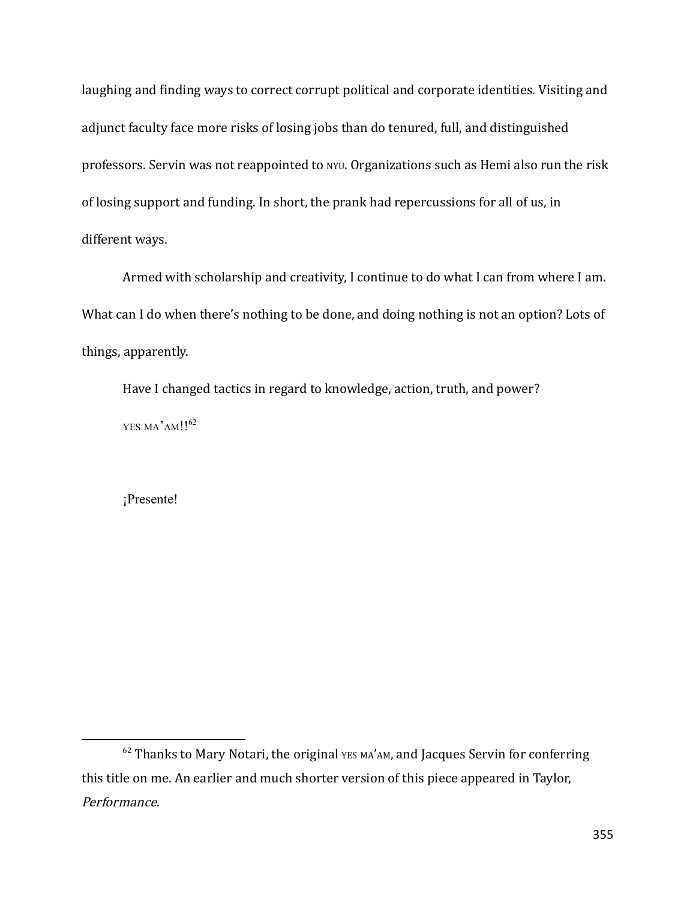laughing and finding ways to correct corrupt political and corporate identities. Visiting and adjunct faculty face more risks of losing jobs than do tenured, full, and distinguished professors. Servin was not reappointed to NYU. Organizations such as Hemi also run the risk of losing support and funding. In short, the prank had repercussions for all of us, in different ways.

Armed with scholarship and creativity, I continue to do what I can from where I am. What can I do when there's nothing to be done, and doing nothing is not an option? Lots of things, apparently.

Have I changed tactics in regard to knowledge, action, truth, and power?

YES MA'AM!![62]

¡Presente!

---

[62] Thanks to Mary Notari, the original YES MA'AM, and Jacques Servin for conferring this title on me. An earlier and much shorter version of this piece appeared in Taylor, *Performance*.